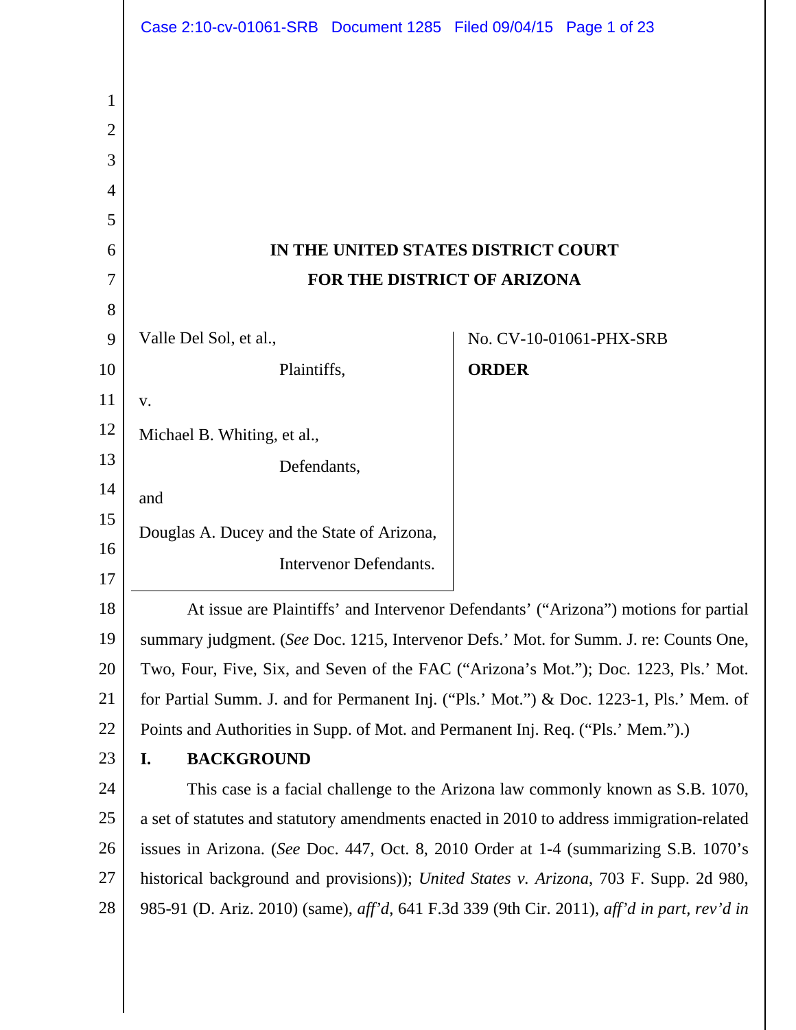**IN THE UNITED STATES DISTRICT COURT**

**FOR THE DISTRICT OF ARIZONA**

Valle Del Sol, et al.,

Plaintiffs,

v.

Michael B. Whiting, et al.,

Defendants,

and

Douglas A. Ducey and the State of Arizona,

Intervenor Defendants.

No. CV-10-01061-PHX-SRB

**ORDER**

At issue are Plaintiffs' and Intervenor Defendants' ("Arizona") motions for partial summary judgment. (*See* Doc. 1215, Intervenor Defs.' Mot. for Summ. J. re: Counts One, Two, Four, Five, Six, and Seven of the FAC ("Arizona's Mot."); Doc. 1223, Pls.' Mot. for Partial Summ. J. and for Permanent Inj. ("Pls.' Mot.") & Doc. 1223-1, Pls.' Mem. of Points and Authorities in Supp. of Mot. and Permanent Inj. Req. ("Pls.' Mem.").)

## I. BACKGROUND

This case is a facial challenge to the Arizona law commonly known as S.B. 1070, a set of statutes and statutory amendments enacted in 2010 to address immigration-related issues in Arizona. (*See* Doc. 447, Oct. 8, 2010 Order at 1-4 (summarizing S.B. 1070's historical background and provisions)); *United States v. Arizona*, 703 F. Supp. 2d 980, 985-91 (D. Ariz. 2010) (same), *aff'd*, 641 F.3d 339 (9th Cir. 2011), *aff'd in part, rev'd in*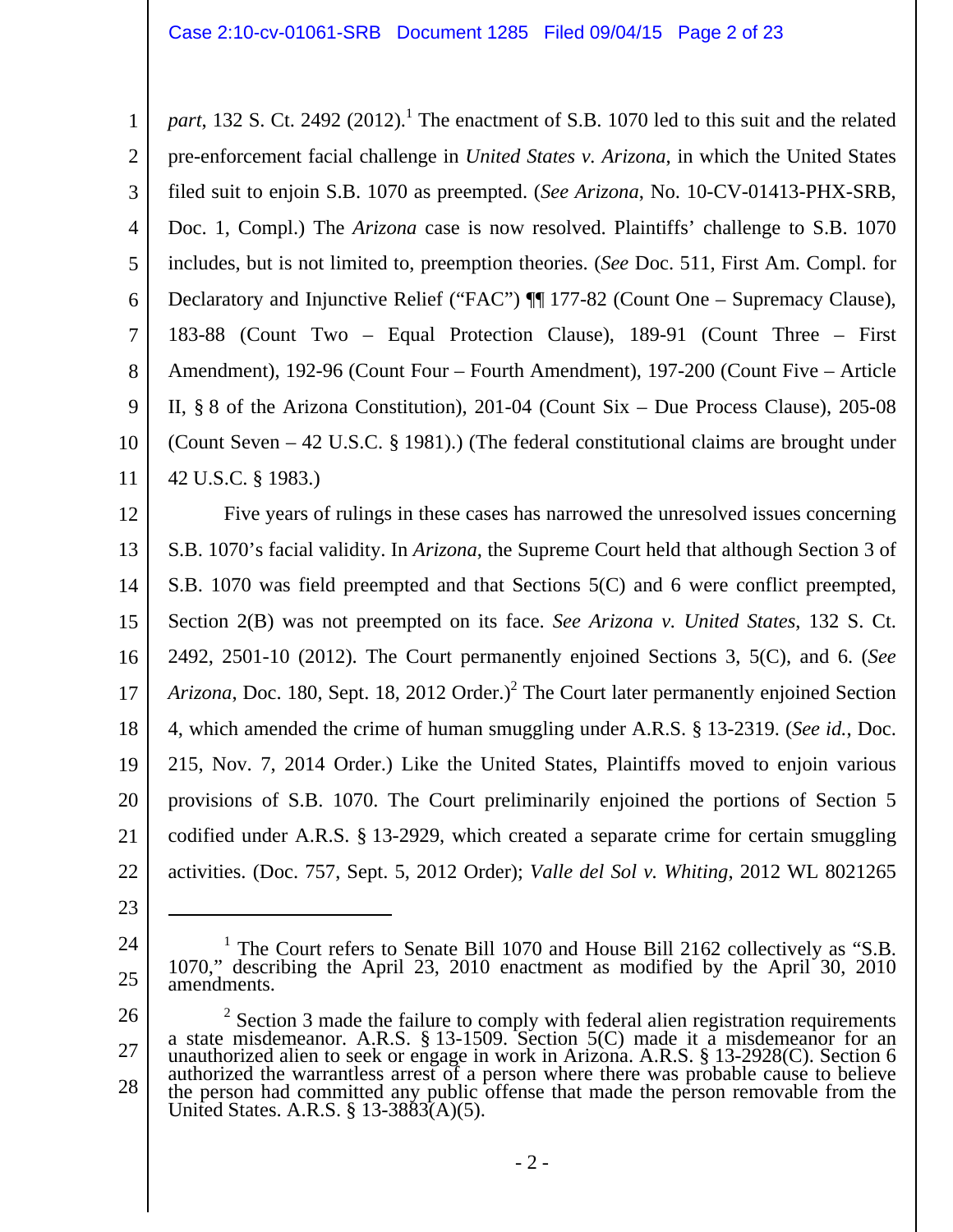*part*, 132 S. Ct. 2492 (2012).[1] The enactment of S.B. 1070 led to this suit and the related pre-enforcement facial challenge in *United States v. Arizona*, in which the United States filed suit to enjoin S.B. 1070 as preempted. (*See Arizona*, No. 10-CV-01413-PHX-SRB, Doc. 1, Compl.) The *Arizona* case is now resolved. Plaintiffs' challenge to S.B. 1070 includes, but is not limited to, preemption theories. (*See* Doc. 511, First Am. Compl. for Declaratory and Injunctive Relief ("FAC") ¶¶ 177-82 (Count One – Supremacy Clause), 183-88 (Count Two – Equal Protection Clause), 189-91 (Count Three – First Amendment), 192-96 (Count Four – Fourth Amendment), 197-200 (Count Five – Article II, § 8 of the Arizona Constitution), 201-04 (Count Six – Due Process Clause), 205-08 (Count Seven – 42 U.S.C. § 1981).) (The federal constitutional claims are brought under 42 U.S.C. § 1983.)

Five years of rulings in these cases has narrowed the unresolved issues concerning S.B. 1070's facial validity. In *Arizona*, the Supreme Court held that although Section 3 of S.B. 1070 was field preempted and that Sections 5(C) and 6 were conflict preempted, Section 2(B) was not preempted on its face. *See Arizona v. United States*, 132 S. Ct. 2492, 2501-10 (2012). The Court permanently enjoined Sections 3, 5(C), and 6. (*See Arizona*, Doc. 180, Sept. 18, 2012 Order.)[2] The Court later permanently enjoined Section 4, which amended the crime of human smuggling under A.R.S. § 13-2319. (*See id.*, Doc. 215, Nov. 7, 2014 Order.) Like the United States, Plaintiffs moved to enjoin various provisions of S.B. 1070. The Court preliminarily enjoined the portions of Section 5 codified under A.R.S. § 13-2929, which created a separate crime for certain smuggling activities. (Doc. 757, Sept. 5, 2012 Order); *Valle del Sol v. Whiting*, 2012 WL 8021265

---

[1] The Court refers to Senate Bill 1070 and House Bill 2162 collectively as "S.B. 1070," describing the April 23, 2010 enactment as modified by the April 30, 2010 amendments.

[2] Section 3 made the failure to comply with federal alien registration requirements a state misdemeanor. A.R.S. § 13-1509. Section 5(C) made it a misdemeanor for an unauthorized alien to seek or engage in work in Arizona. A.R.S. § 13-2928(C). Section 6 authorized the warrantless arrest of a person where there was probable cause to believe the person had committed any public offense that made the person removable from the United States. A.R.S. § 13-3883(A)(5).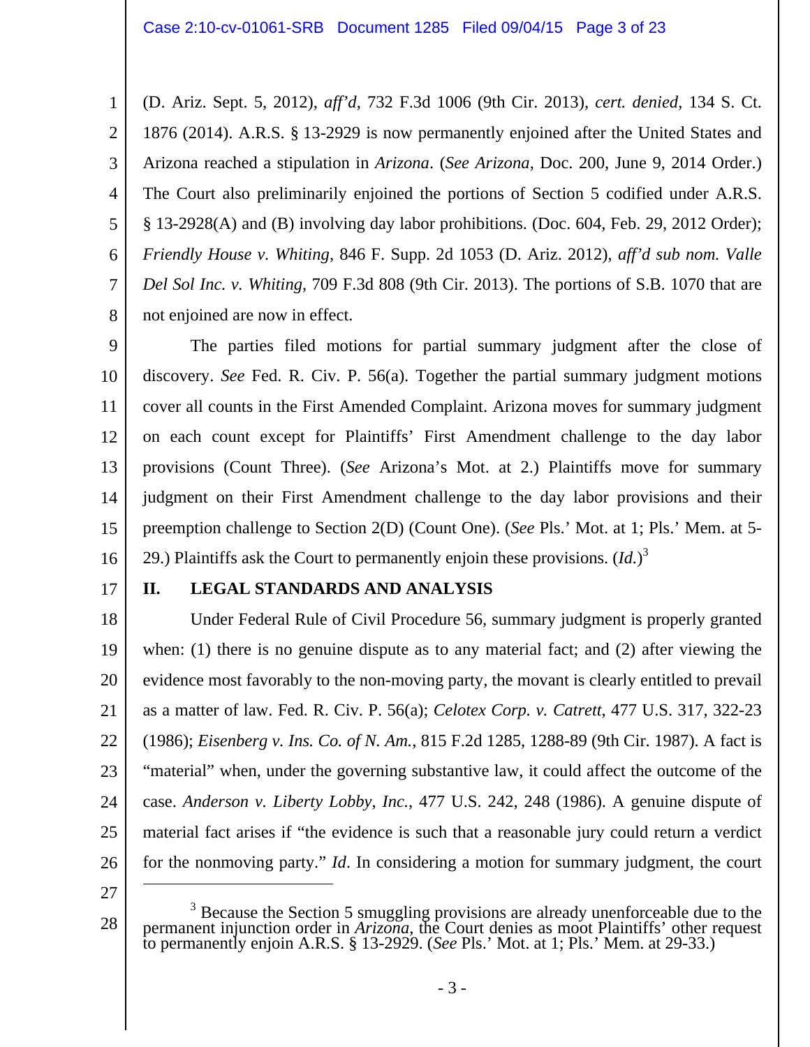(D. Ariz. Sept. 5, 2012), *aff'd*, 732 F.3d 1006 (9th Cir. 2013), *cert. denied*, 134 S. Ct. 1876 (2014). A.R.S. § 13-2929 is now permanently enjoined after the United States and Arizona reached a stipulation in *Arizona*. (*See Arizona*, Doc. 200, June 9, 2014 Order.) The Court also preliminarily enjoined the portions of Section 5 codified under A.R.S. § 13-2928(A) and (B) involving day labor prohibitions. (Doc. 604, Feb. 29, 2012 Order); *Friendly House v. Whiting*, 846 F. Supp. 2d 1053 (D. Ariz. 2012), *aff'd sub nom. Valle Del Sol Inc. v. Whiting*, 709 F.3d 808 (9th Cir. 2013). The portions of S.B. 1070 that are not enjoined are now in effect.

The parties filed motions for partial summary judgment after the close of discovery. *See* Fed. R. Civ. P. 56(a). Together the partial summary judgment motions cover all counts in the First Amended Complaint. Arizona moves for summary judgment on each count except for Plaintiffs' First Amendment challenge to the day labor provisions (Count Three). (*See* Arizona's Mot. at 2.) Plaintiffs move for summary judgment on their First Amendment challenge to the day labor provisions and their preemption challenge to Section 2(D) (Count One). (*See* Pls.' Mot. at 1; Pls.' Mem. at 5-29.) Plaintiffs ask the Court to permanently enjoin these provisions. (*Id.*)[3]

## II. LEGAL STANDARDS AND ANALYSIS

Under Federal Rule of Civil Procedure 56, summary judgment is properly granted when: (1) there is no genuine dispute as to any material fact; and (2) after viewing the evidence most favorably to the non-moving party, the movant is clearly entitled to prevail as a matter of law. Fed. R. Civ. P. 56(a); *Celotex Corp. v. Catrett*, 477 U.S. 317, 322-23 (1986); *Eisenberg v. Ins. Co. of N. Am.*, 815 F.2d 1285, 1288-89 (9th Cir. 1987). A fact is "material" when, under the governing substantive law, it could affect the outcome of the case. *Anderson v. Liberty Lobby, Inc.*, 477 U.S. 242, 248 (1986). A genuine dispute of material fact arises if "the evidence is such that a reasonable jury could return a verdict for the nonmoving party." *Id*. In considering a motion for summary judgment, the court

---

[3] Because the Section 5 smuggling provisions are already unenforceable due to the permanent injunction order in *Arizona*, the Court denies as moot Plaintiffs' other request to permanently enjoin A.R.S. § 13-2929. (*See* Pls.' Mot. at 1; Pls.' Mem. at 29-33.)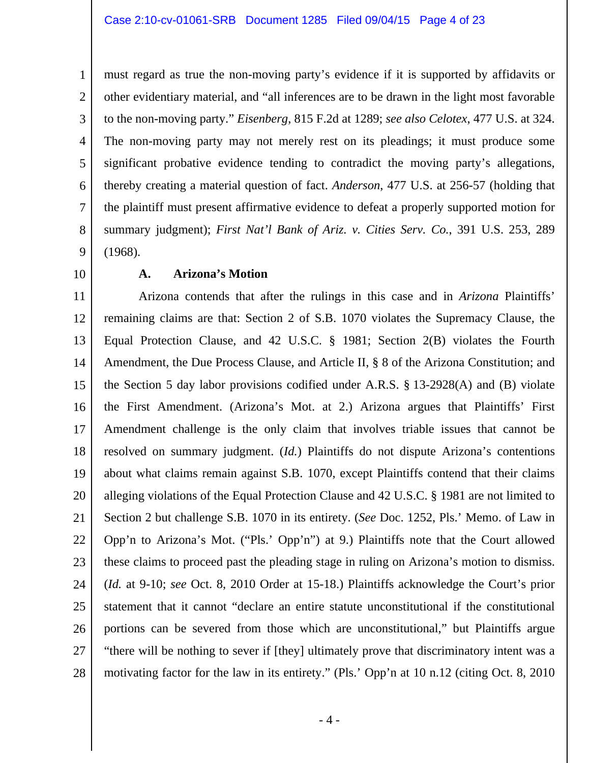must regard as true the non-moving party's evidence if it is supported by affidavits or other evidentiary material, and "all inferences are to be drawn in the light most favorable to the non-moving party." *Eisenberg*, 815 F.2d at 1289; *see also Celotex*, 477 U.S. at 324. The non-moving party may not merely rest on its pleadings; it must produce some significant probative evidence tending to contradict the moving party's allegations, thereby creating a material question of fact. *Anderson*, 477 U.S. at 256-57 (holding that the plaintiff must present affirmative evidence to defeat a properly supported motion for summary judgment); *First Nat'l Bank of Ariz. v. Cities Serv. Co.*, 391 U.S. 253, 289 (1968).

### A. Arizona's Motion

Arizona contends that after the rulings in this case and in *Arizona* Plaintiffs' remaining claims are that: Section 2 of S.B. 1070 violates the Supremacy Clause, the Equal Protection Clause, and 42 U.S.C. § 1981; Section 2(B) violates the Fourth Amendment, the Due Process Clause, and Article II, § 8 of the Arizona Constitution; and the Section 5 day labor provisions codified under A.R.S. § 13-2928(A) and (B) violate the First Amendment. (Arizona's Mot. at 2.) Arizona argues that Plaintiffs' First Amendment challenge is the only claim that involves triable issues that cannot be resolved on summary judgment. (*Id.*) Plaintiffs do not dispute Arizona's contentions about what claims remain against S.B. 1070, except Plaintiffs contend that their claims alleging violations of the Equal Protection Clause and 42 U.S.C. § 1981 are not limited to Section 2 but challenge S.B. 1070 in its entirety. (*See* Doc. 1252, Pls.' Memo. of Law in Opp'n to Arizona's Mot. ("Pls.' Opp'n") at 9.) Plaintiffs note that the Court allowed these claims to proceed past the pleading stage in ruling on Arizona's motion to dismiss. (*Id.* at 9-10; *see* Oct. 8, 2010 Order at 15-18.) Plaintiffs acknowledge the Court's prior statement that it cannot "declare an entire statute unconstitutional if the constitutional portions can be severed from those which are unconstitutional," but Plaintiffs argue "there will be nothing to sever if [they] ultimately prove that discriminatory intent was a motivating factor for the law in its entirety." (Pls.' Opp'n at 10 n.12 (citing Oct. 8, 2010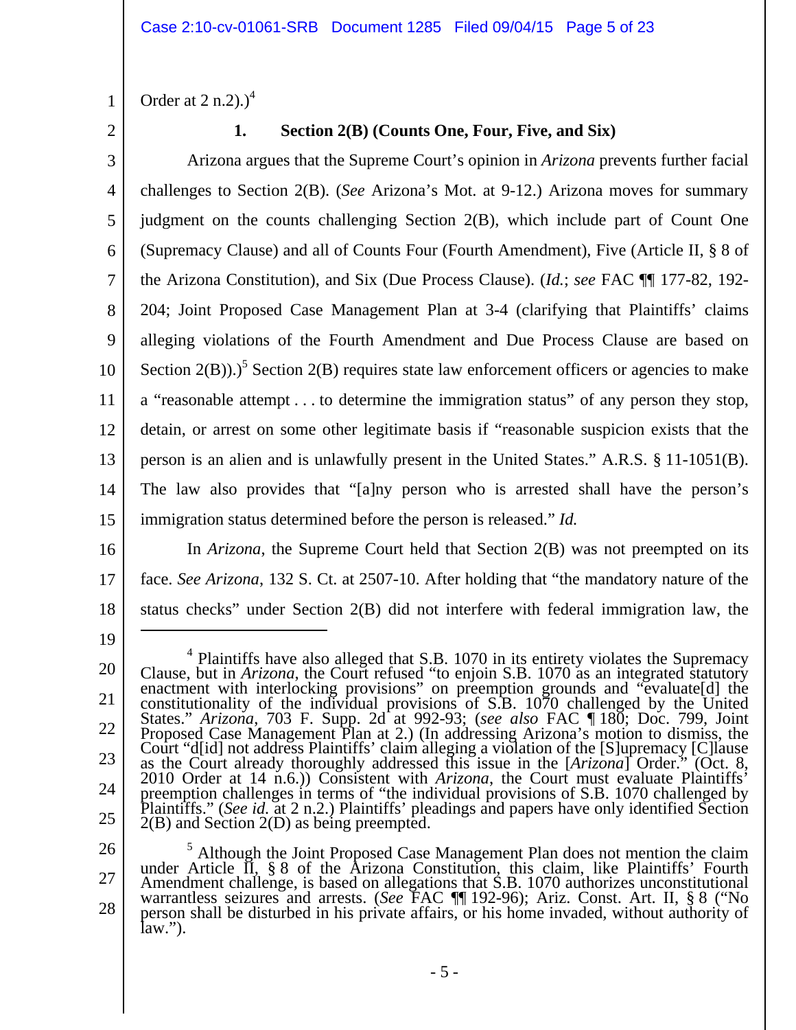Order at 2 n.2).)[4]

### 1. Section 2(B) (Counts One, Four, Five, and Six)

Arizona argues that the Supreme Court's opinion in *Arizona* prevents further facial challenges to Section 2(B). (*See* Arizona's Mot. at 9-12.) Arizona moves for summary judgment on the counts challenging Section 2(B), which include part of Count One (Supremacy Clause) and all of Counts Four (Fourth Amendment), Five (Article II, § 8 of the Arizona Constitution), and Six (Due Process Clause). (*Id.*; *see* FAC ¶¶ 177-82, 192-204; Joint Proposed Case Management Plan at 3-4 (clarifying that Plaintiffs' claims alleging violations of the Fourth Amendment and Due Process Clause are based on Section 2(B)).)[5] Section 2(B) requires state law enforcement officers or agencies to make a "reasonable attempt . . . to determine the immigration status" of any person they stop, detain, or arrest on some other legitimate basis if "reasonable suspicion exists that the person is an alien and is unlawfully present in the United States." A.R.S. § 11-1051(B). The law also provides that "[a]ny person who is arrested shall have the person's immigration status determined before the person is released." *Id.*

In *Arizona*, the Supreme Court held that Section 2(B) was not preempted on its face. *See Arizona*, 132 S. Ct. at 2507-10. After holding that "the mandatory nature of the status checks" under Section 2(B) did not interfere with federal immigration law, the

---

[4] Plaintiffs have also alleged that S.B. 1070 in its entirety violates the Supremacy Clause, but in *Arizona*, the Court refused "to enjoin S.B. 1070 as an integrated statutory enactment with interlocking provisions" on preemption grounds and "evaluate[d] the constitutionality of the individual provisions of S.B. 1070 challenged by the United States." *Arizona*, 703 F. Supp. 2d at 992-93; (*see also* FAC ¶ 180; Doc. 799, Joint Proposed Case Management Plan at 2.) (In addressing Arizona's motion to dismiss, the Court "d[id] not address Plaintiffs' claim alleging a violation of the [S]upremacy [C]lause as the Court already thoroughly addressed this issue in the [*Arizona*] Order." (Oct. 8, 2010 Order at 14 n.6.)) Consistent with *Arizona*, the Court must evaluate Plaintiffs' preemption challenges in terms of "the individual provisions of S.B. 1070 challenged by Plaintiffs." (*See id.* at 2 n.2.) Plaintiffs' pleadings and papers have only identified Section 2(B) and Section 2(D) as being preempted.

[5] Although the Joint Proposed Case Management Plan does not mention the claim under Article II, § 8 of the Arizona Constitution, this claim, like Plaintiffs' Fourth Amendment challenge, is based on allegations that S.B. 1070 authorizes unconstitutional warrantless seizures and arrests. (*See* FAC ¶¶ 192-96); Ariz. Const. Art. II, § 8 ("No person shall be disturbed in his private affairs, or his home invaded, without authority of law.").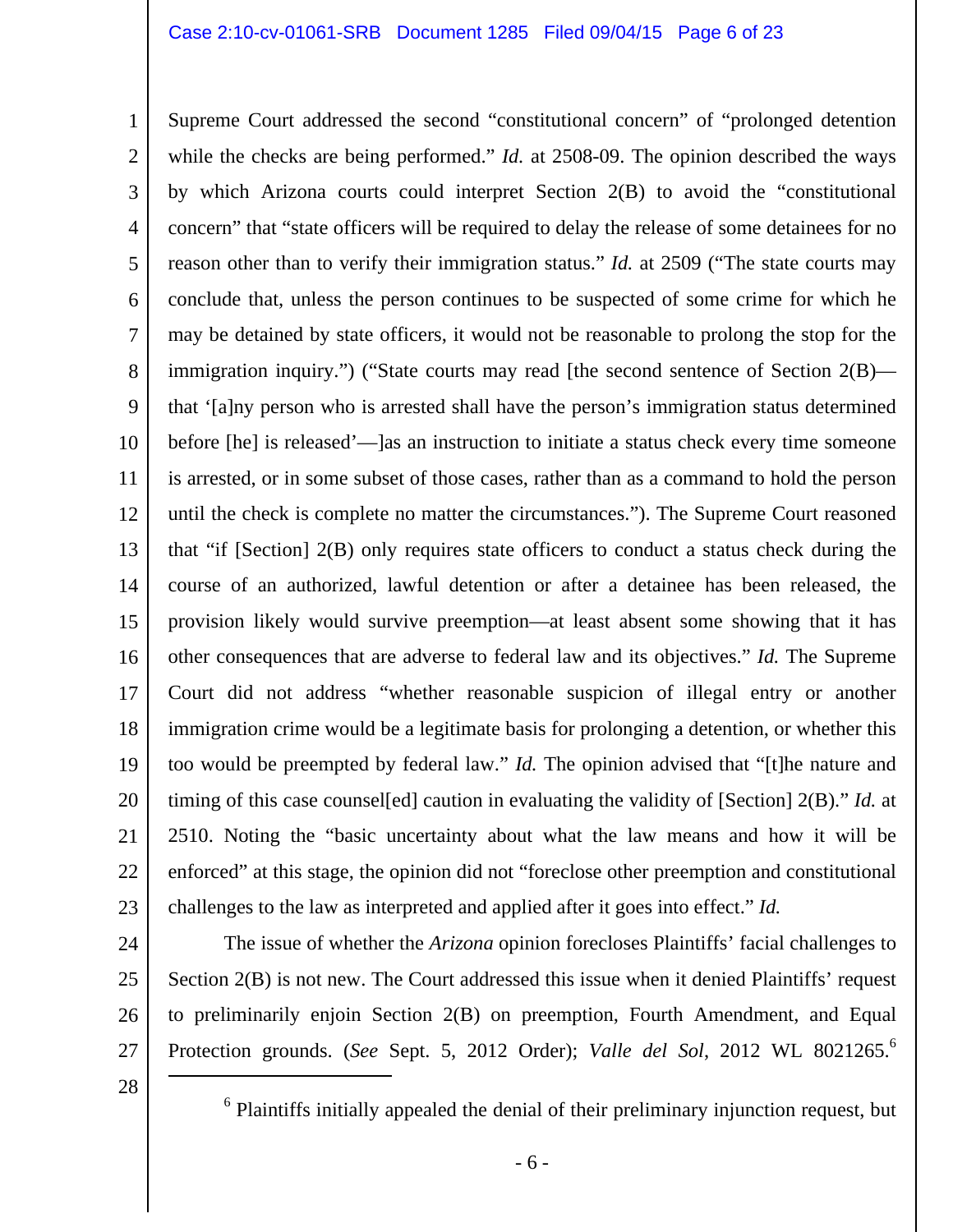Supreme Court addressed the second "constitutional concern" of "prolonged detention while the checks are being performed." *Id.* at 2508-09. The opinion described the ways by which Arizona courts could interpret Section 2(B) to avoid the "constitutional concern" that "state officers will be required to delay the release of some detainees for no reason other than to verify their immigration status." *Id.* at 2509 ("The state courts may conclude that, unless the person continues to be suspected of some crime for which he may be detained by state officers, it would not be reasonable to prolong the stop for the immigration inquiry.") ("State courts may read [the second sentence of Section 2(B)—that '[a]ny person who is arrested shall have the person's immigration status determined before [he] is released'—]as an instruction to initiate a status check every time someone is arrested, or in some subset of those cases, rather than as a command to hold the person until the check is complete no matter the circumstances."). The Supreme Court reasoned that "if [Section] 2(B) only requires state officers to conduct a status check during the course of an authorized, lawful detention or after a detainee has been released, the provision likely would survive preemption—at least absent some showing that it has other consequences that are adverse to federal law and its objectives." *Id.* The Supreme Court did not address "whether reasonable suspicion of illegal entry or another immigration crime would be a legitimate basis for prolonging a detention, or whether this too would be preempted by federal law." *Id.* The opinion advised that "[t]he nature and timing of this case counsel[ed] caution in evaluating the validity of [Section] 2(B)." *Id.* at 2510. Noting the "basic uncertainty about what the law means and how it will be enforced" at this stage, the opinion did not "foreclose other preemption and constitutional challenges to the law as interpreted and applied after it goes into effect." *Id.*

The issue of whether the *Arizona* opinion forecloses Plaintiffs' facial challenges to Section 2(B) is not new. The Court addressed this issue when it denied Plaintiffs' request to preliminarily enjoin Section 2(B) on preemption, Fourth Amendment, and Equal Protection grounds. (*See* Sept. 5, 2012 Order); *Valle del Sol*, 2012 WL 8021265.[6]

---

[6] Plaintiffs initially appealed the denial of their preliminary injunction request, but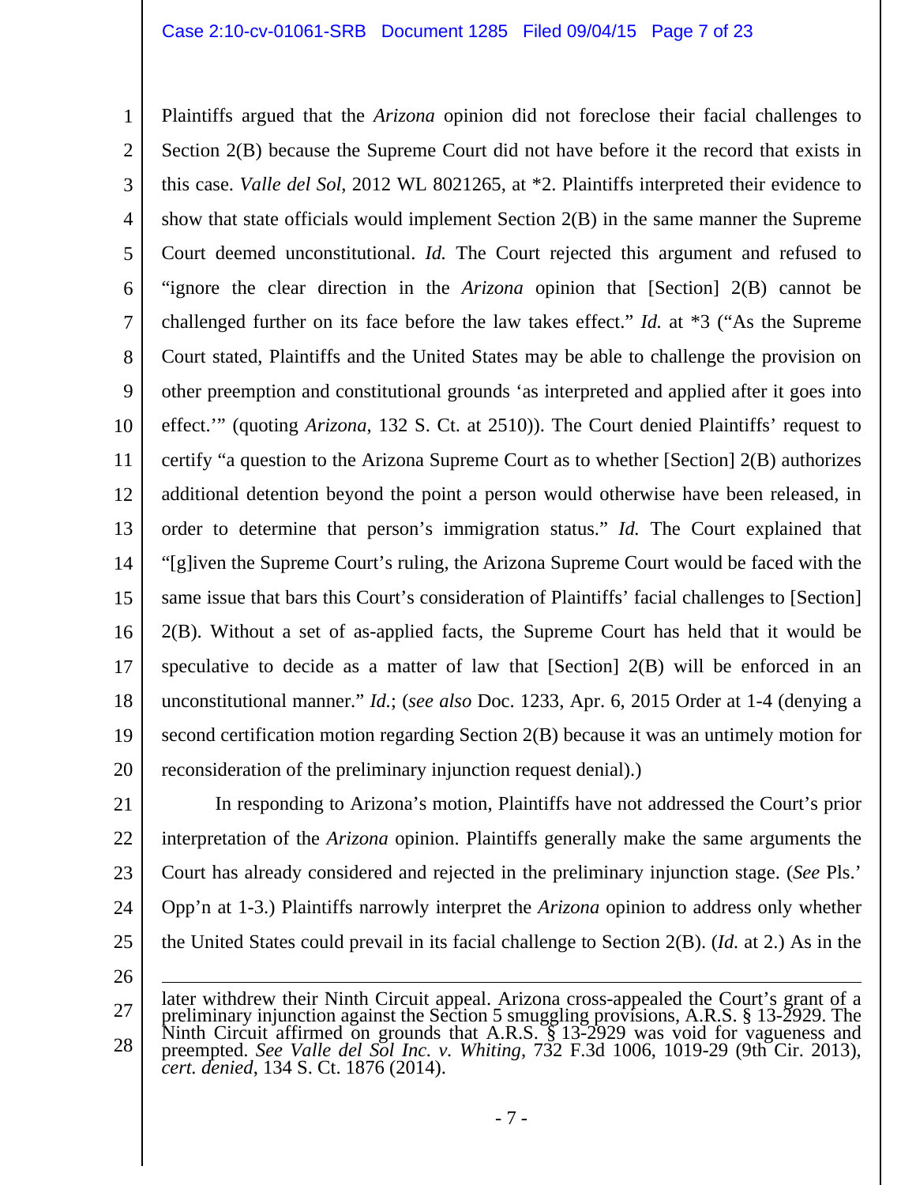Plaintiffs argued that the *Arizona* opinion did not foreclose their facial challenges to Section 2(B) because the Supreme Court did not have before it the record that exists in this case. *Valle del Sol*, 2012 WL 8021265, at *2. Plaintiffs interpreted their evidence to show that state officials would implement Section 2(B) in the same manner the Supreme Court deemed unconstitutional. *Id.* The Court rejected this argument and refused to "ignore the clear direction in the *Arizona* opinion that [Section] 2(B) cannot be challenged further on its face before the law takes effect." *Id.* at *3 ("As the Supreme Court stated, Plaintiffs and the United States may be able to challenge the provision on other preemption and constitutional grounds 'as interpreted and applied after it goes into effect.'" (quoting *Arizona*, 132 S. Ct. at 2510)). The Court denied Plaintiffs' request to certify "a question to the Arizona Supreme Court as to whether [Section] 2(B) authorizes additional detention beyond the point a person would otherwise have been released, in order to determine that person's immigration status." *Id.* The Court explained that "[g]iven the Supreme Court's ruling, the Arizona Supreme Court would be faced with the same issue that bars this Court's consideration of Plaintiffs' facial challenges to [Section] 2(B). Without a set of as-applied facts, the Supreme Court has held that it would be speculative to decide as a matter of law that [Section] 2(B) will be enforced in an unconstitutional manner." *Id.*; (*see also* Doc. 1233, Apr. 6, 2015 Order at 1-4 (denying a second certification motion regarding Section 2(B) because it was an untimely motion for reconsideration of the preliminary injunction request denial).)

In responding to Arizona's motion, Plaintiffs have not addressed the Court's prior interpretation of the *Arizona* opinion. Plaintiffs generally make the same arguments the Court has already considered and rejected in the preliminary injunction stage. (*See* Pls.' Opp'n at 1-3.) Plaintiffs narrowly interpret the *Arizona* opinion to address only whether the United States could prevail in its facial challenge to Section 2(B). (*Id.* at 2.) As in the

---

later withdrew their Ninth Circuit appeal. Arizona cross-appealed the Court's grant of a preliminary injunction against the Section 5 smuggling provisions, A.R.S. § 13-2929. The Ninth Circuit affirmed on grounds that A.R.S. § 13-2929 was void for vagueness and preempted. *See Valle del Sol Inc. v. Whiting*, 732 F.3d 1006, 1019-29 (9th Cir. 2013), *cert. denied*, 134 S. Ct. 1876 (2014).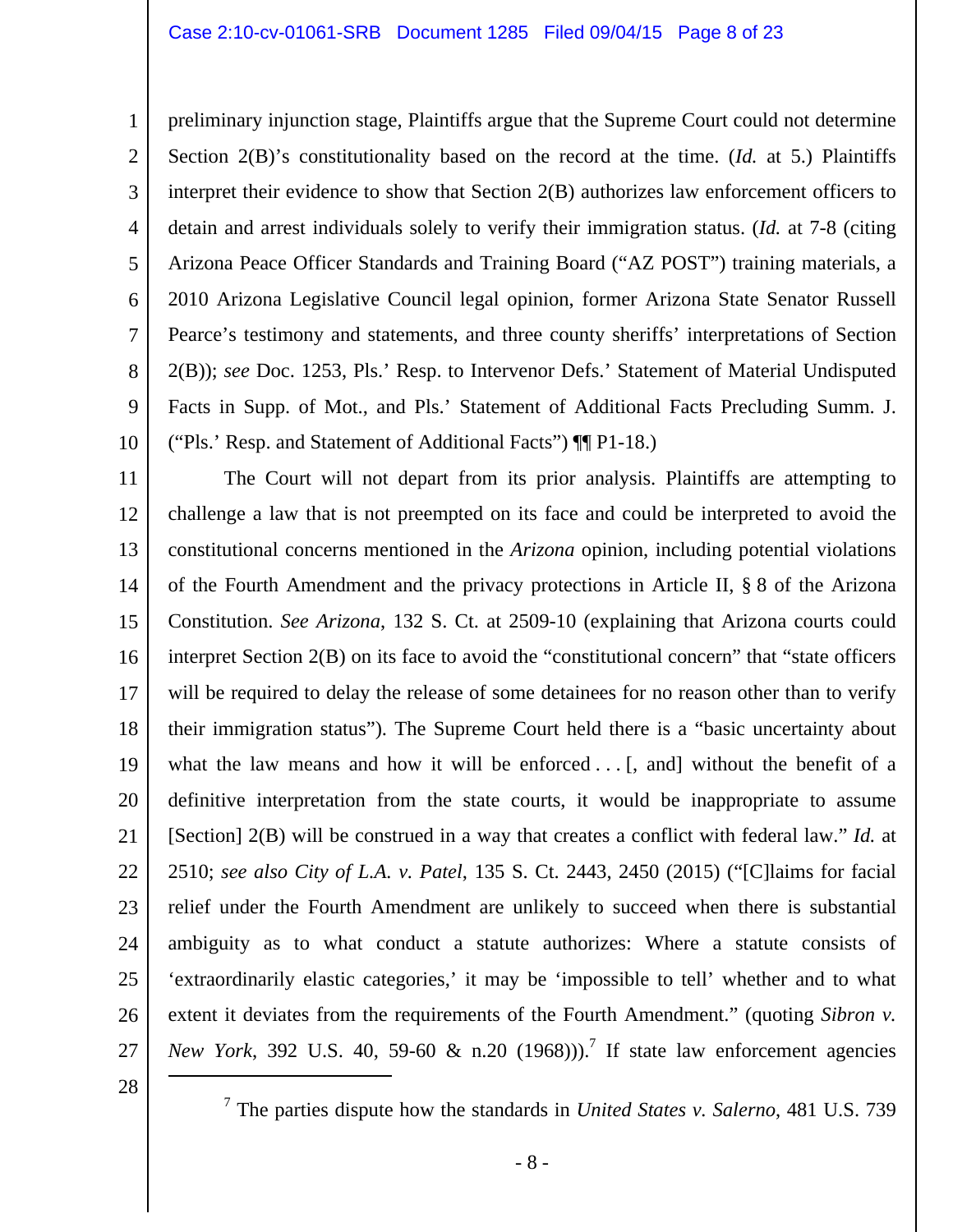preliminary injunction stage, Plaintiffs argue that the Supreme Court could not determine Section 2(B)'s constitutionality based on the record at the time. (*Id.* at 5.) Plaintiffs interpret their evidence to show that Section 2(B) authorizes law enforcement officers to detain and arrest individuals solely to verify their immigration status. (*Id.* at 7-8 (citing Arizona Peace Officer Standards and Training Board ("AZ POST") training materials, a 2010 Arizona Legislative Council legal opinion, former Arizona State Senator Russell Pearce's testimony and statements, and three county sheriffs' interpretations of Section 2(B)); *see* Doc. 1253, Pls.' Resp. to Intervenor Defs.' Statement of Material Undisputed Facts in Supp. of Mot., and Pls.' Statement of Additional Facts Precluding Summ. J. ("Pls.' Resp. and Statement of Additional Facts") ¶¶ P1-18.)

The Court will not depart from its prior analysis. Plaintiffs are attempting to challenge a law that is not preempted on its face and could be interpreted to avoid the constitutional concerns mentioned in the *Arizona* opinion, including potential violations of the Fourth Amendment and the privacy protections in Article II, § 8 of the Arizona Constitution. *See Arizona*, 132 S. Ct. at 2509-10 (explaining that Arizona courts could interpret Section 2(B) on its face to avoid the "constitutional concern" that "state officers will be required to delay the release of some detainees for no reason other than to verify their immigration status"). The Supreme Court held there is a "basic uncertainty about what the law means and how it will be enforced . . . [, and] without the benefit of a definitive interpretation from the state courts, it would be inappropriate to assume [Section] 2(B) will be construed in a way that creates a conflict with federal law." *Id.* at 2510; *see also City of L.A. v. Patel*, 135 S. Ct. 2443, 2450 (2015) ("[C]laims for facial relief under the Fourth Amendment are unlikely to succeed when there is substantial ambiguity as to what conduct a statute authorizes: Where a statute consists of 'extraordinarily elastic categories,' it may be 'impossible to tell' whether and to what extent it deviates from the requirements of the Fourth Amendment." (quoting *Sibron v. New York*, 392 U.S. 40, 59-60 & n.20 (1968))).[7] If state law enforcement agencies

[7] The parties dispute how the standards in *United States v. Salerno*, 481 U.S. 739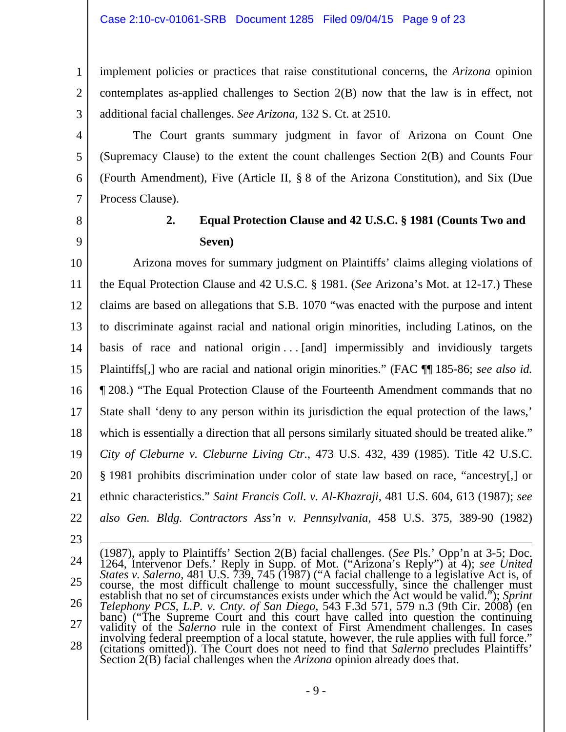implement policies or practices that raise constitutional concerns, the *Arizona* opinion contemplates as-applied challenges to Section 2(B) now that the law is in effect, not additional facial challenges. *See Arizona*, 132 S. Ct. at 2510.

The Court grants summary judgment in favor of Arizona on Count One (Supremacy Clause) to the extent the count challenges Section 2(B) and Counts Four (Fourth Amendment), Five (Article II, § 8 of the Arizona Constitution), and Six (Due Process Clause).

### 2. Equal Protection Clause and 42 U.S.C. § 1981 (Counts Two and Seven)

Arizona moves for summary judgment on Plaintiffs' claims alleging violations of the Equal Protection Clause and 42 U.S.C. § 1981. (*See* Arizona's Mot. at 12-17.) These claims are based on allegations that S.B. 1070 "was enacted with the purpose and intent to discriminate against racial and national origin minorities, including Latinos, on the basis of race and national origin . . . [and] impermissibly and invidiously targets Plaintiffs[,] who are racial and national origin minorities." (FAC ¶¶ 185-86; *see also id.* ¶ 208.) "The Equal Protection Clause of the Fourteenth Amendment commands that no State shall 'deny to any person within its jurisdiction the equal protection of the laws,' which is essentially a direction that all persons similarly situated should be treated alike." *City of Cleburne v. Cleburne Living Ctr.*, 473 U.S. 432, 439 (1985). Title 42 U.S.C. § 1981 prohibits discrimination under color of state law based on race, "ancestry[,] or ethnic characteristics." *Saint Francis Coll. v. Al-Khazraji*, 481 U.S. 604, 613 (1987); *see also Gen. Bldg. Contractors Ass'n v. Pennsylvania*, 458 U.S. 375, 389-90 (1982)

---

(1987), apply to Plaintiffs' Section 2(B) facial challenges. (*See* Pls.' Opp'n at 3-5; Doc. 1264, Intervenor Defs.' Reply in Supp. of Mot. ("Arizona's Reply") at 4); *see United States v. Salerno*, 481 U.S. 739, 745 (1987) ("A facial challenge to a legislative Act is, of course, the most difficult challenge to mount successfully, since the challenger must establish that no set of circumstances exists under which the Act would be valid."); *Sprint Telephony PCS, L.P. v. Cnty. of San Diego*, 543 F.3d 571, 579 n.3 (9th Cir. 2008) (en banc) ("The Supreme Court and this court have called into question the continuing validity of the *Salerno* rule in the context of First Amendment challenges. In cases involving federal preemption of a local statute, however, the rule applies with full force." (citations omitted)). The Court does not need to find that *Salerno* precludes Plaintiffs' Section 2(B) facial challenges when the *Arizona* opinion already does that.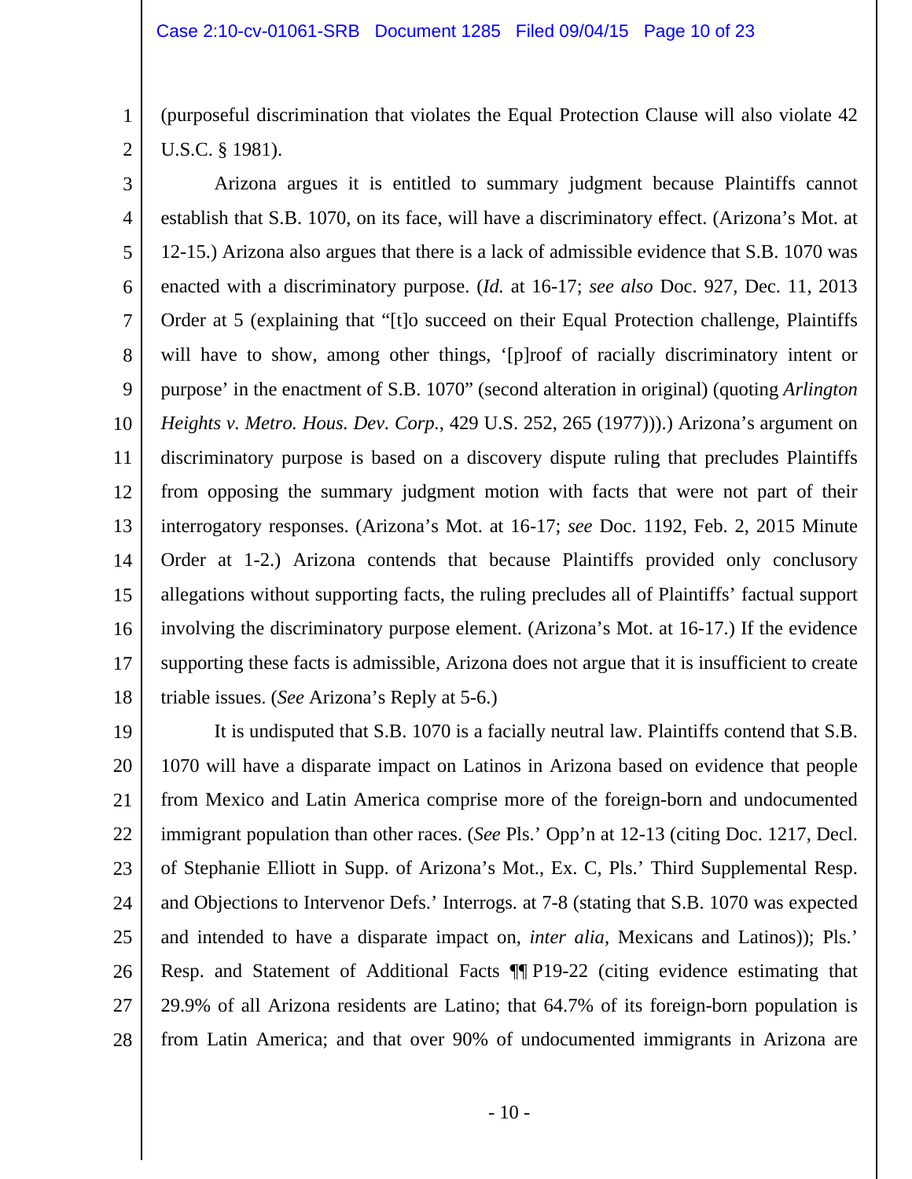(purposeful discrimination that violates the Equal Protection Clause will also violate 42 U.S.C. § 1981).

Arizona argues it is entitled to summary judgment because Plaintiffs cannot establish that S.B. 1070, on its face, will have a discriminatory effect. (Arizona's Mot. at 12-15.) Arizona also argues that there is a lack of admissible evidence that S.B. 1070 was enacted with a discriminatory purpose. (*Id.* at 16-17; *see also* Doc. 927, Dec. 11, 2013 Order at 5 (explaining that "[t]o succeed on their Equal Protection challenge, Plaintiffs will have to show, among other things, '[p]roof of racially discriminatory intent or purpose' in the enactment of S.B. 1070" (second alteration in original) (quoting *Arlington Heights v. Metro. Hous. Dev. Corp.*, 429 U.S. 252, 265 (1977))).) Arizona's argument on discriminatory purpose is based on a discovery dispute ruling that precludes Plaintiffs from opposing the summary judgment motion with facts that were not part of their interrogatory responses. (Arizona's Mot. at 16-17; *see* Doc. 1192, Feb. 2, 2015 Minute Order at 1-2.) Arizona contends that because Plaintiffs provided only conclusory allegations without supporting facts, the ruling precludes all of Plaintiffs' factual support involving the discriminatory purpose element. (Arizona's Mot. at 16-17.) If the evidence supporting these facts is admissible, Arizona does not argue that it is insufficient to create triable issues. (*See* Arizona's Reply at 5-6.)

It is undisputed that S.B. 1070 is a facially neutral law. Plaintiffs contend that S.B. 1070 will have a disparate impact on Latinos in Arizona based on evidence that people from Mexico and Latin America comprise more of the foreign-born and undocumented immigrant population than other races. (*See* Pls.' Opp'n at 12-13 (citing Doc. 1217, Decl. of Stephanie Elliott in Supp. of Arizona's Mot., Ex. C, Pls.' Third Supplemental Resp. and Objections to Intervenor Defs.' Interrogs. at 7-8 (stating that S.B. 1070 was expected and intended to have a disparate impact on, *inter alia*, Mexicans and Latinos)); Pls.' Resp. and Statement of Additional Facts ¶¶ P19-22 (citing evidence estimating that 29.9% of all Arizona residents are Latino; that 64.7% of its foreign-born population is from Latin America; and that over 90% of undocumented immigrants in Arizona are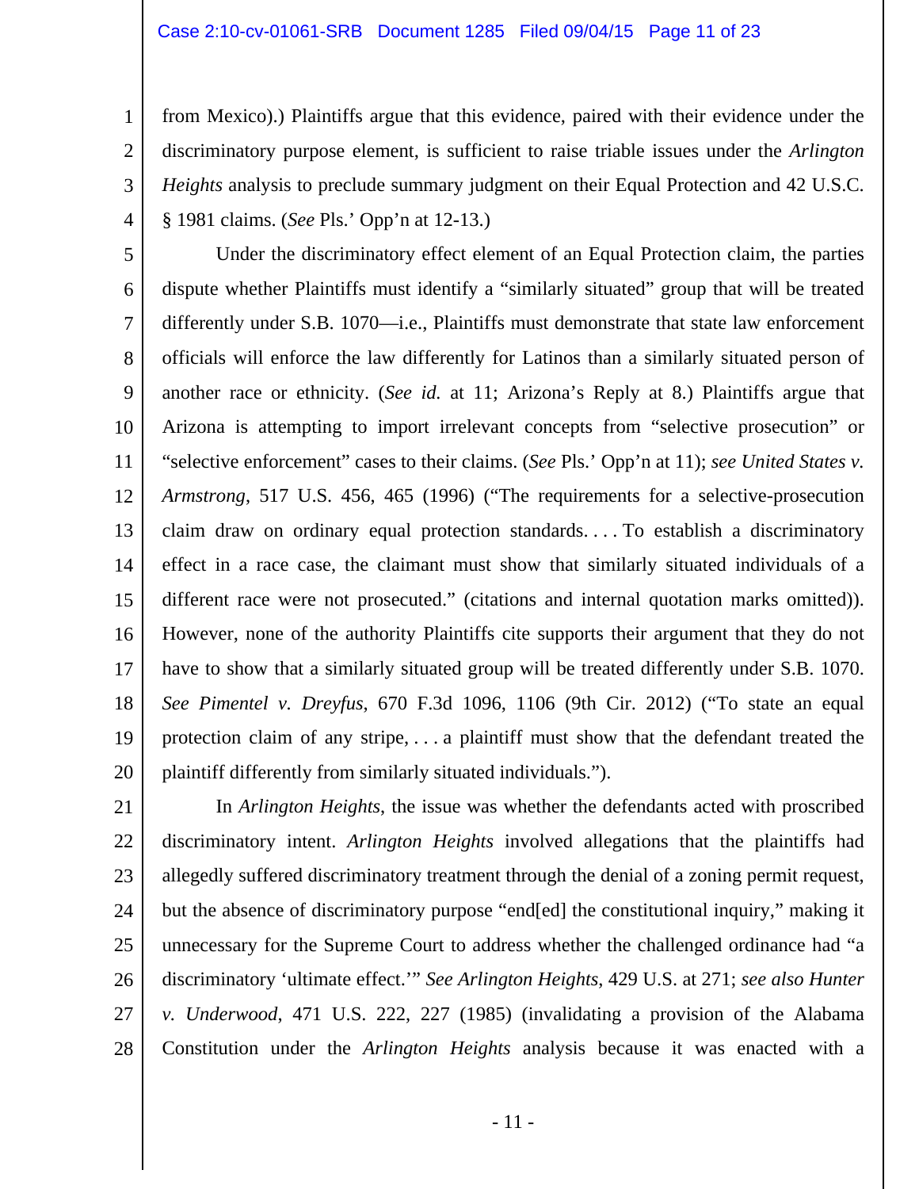from Mexico).) Plaintiffs argue that this evidence, paired with their evidence under the discriminatory purpose element, is sufficient to raise triable issues under the *Arlington Heights* analysis to preclude summary judgment on their Equal Protection and 42 U.S.C. § 1981 claims. (*See* Pls.' Opp'n at 12-13.)

Under the discriminatory effect element of an Equal Protection claim, the parties dispute whether Plaintiffs must identify a "similarly situated" group that will be treated differently under S.B. 1070—i.e., Plaintiffs must demonstrate that state law enforcement officials will enforce the law differently for Latinos than a similarly situated person of another race or ethnicity. (*See id.* at 11; Arizona's Reply at 8.) Plaintiffs argue that Arizona is attempting to import irrelevant concepts from "selective prosecution" or "selective enforcement" cases to their claims. (*See* Pls.' Opp'n at 11); *see United States v. Armstrong*, 517 U.S. 456, 465 (1996) ("The requirements for a selective-prosecution claim draw on ordinary equal protection standards. . . . To establish a discriminatory effect in a race case, the claimant must show that similarly situated individuals of a different race were not prosecuted." (citations and internal quotation marks omitted)). However, none of the authority Plaintiffs cite supports their argument that they do not have to show that a similarly situated group will be treated differently under S.B. 1070. *See Pimentel v. Dreyfus*, 670 F.3d 1096, 1106 (9th Cir. 2012) ("To state an equal protection claim of any stripe, . . . a plaintiff must show that the defendant treated the plaintiff differently from similarly situated individuals.").

In *Arlington Heights*, the issue was whether the defendants acted with proscribed discriminatory intent. *Arlington Heights* involved allegations that the plaintiffs had allegedly suffered discriminatory treatment through the denial of a zoning permit request, but the absence of discriminatory purpose "end[ed] the constitutional inquiry," making it unnecessary for the Supreme Court to address whether the challenged ordinance had "a discriminatory 'ultimate effect.'" *See Arlington Heights*, 429 U.S. at 271; *see also Hunter v. Underwood*, 471 U.S. 222, 227 (1985) (invalidating a provision of the Alabama Constitution under the *Arlington Heights* analysis because it was enacted with a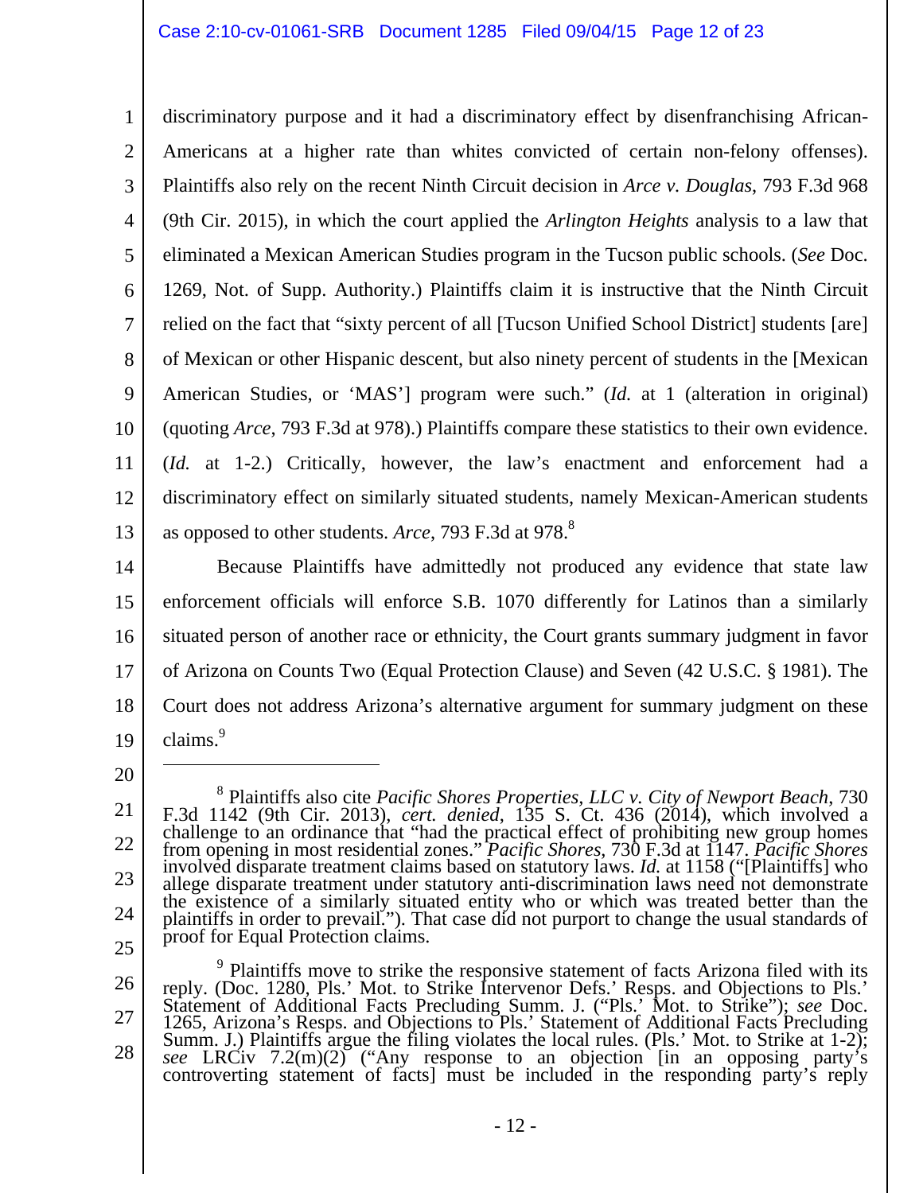discriminatory purpose and it had a discriminatory effect by disenfranchising African-Americans at a higher rate than whites convicted of certain non-felony offenses). Plaintiffs also rely on the recent Ninth Circuit decision in *Arce v. Douglas*, 793 F.3d 968 (9th Cir. 2015), in which the court applied the *Arlington Heights* analysis to a law that eliminated a Mexican American Studies program in the Tucson public schools. (*See* Doc. 1269, Not. of Supp. Authority.) Plaintiffs claim it is instructive that the Ninth Circuit relied on the fact that "sixty percent of all [Tucson Unified School District] students [are] of Mexican or other Hispanic descent, but also ninety percent of students in the [Mexican American Studies, or 'MAS'] program were such." (*Id.* at 1 (alteration in original) (quoting *Arce*, 793 F.3d at 978).) Plaintiffs compare these statistics to their own evidence. (*Id.* at 1-2.) Critically, however, the law's enactment and enforcement had a discriminatory effect on similarly situated students, namely Mexican-American students as opposed to other students. *Arce*, 793 F.3d at 978.[8]

Because Plaintiffs have admittedly not produced any evidence that state law enforcement officials will enforce S.B. 1070 differently for Latinos than a similarly situated person of another race or ethnicity, the Court grants summary judgment in favor of Arizona on Counts Two (Equal Protection Clause) and Seven (42 U.S.C. § 1981). The Court does not address Arizona's alternative argument for summary judgment on these claims.[9]

---

[8] Plaintiffs also cite *Pacific Shores Properties, LLC v. City of Newport Beach*, 730 F.3d 1142 (9th Cir. 2013), *cert. denied*, 135 S. Ct. 436 (2014), which involved a challenge to an ordinance that "had the practical effect of prohibiting new group homes from opening in most residential zones." *Pacific Shores*, 730 F.3d at 1147. *Pacific Shores* involved disparate treatment claims based on statutory laws. *Id.* at 1158 ("[Plaintiffs] who allege disparate treatment under statutory anti-discrimination laws need not demonstrate the existence of a similarly situated entity who or which was treated better than the plaintiffs in order to prevail."). That case did not purport to change the usual standards of proof for Equal Protection claims.

[9] Plaintiffs move to strike the responsive statement of facts Arizona filed with its reply. (Doc. 1280, Pls.' Mot. to Strike Intervenor Defs.' Resps. and Objections to Pls.' Statement of Additional Facts Precluding Summ. J. ("Pls.' Mot. to Strike"); *see* Doc. 1265, Arizona's Resps. and Objections to Pls.' Statement of Additional Facts Precluding Summ. J.) Plaintiffs argue the filing violates the local rules. (Pls.' Mot. to Strike at 1-2); *see* LRCiv 7.2(m)(2) ("Any response to an objection [in an opposing party's controverting statement of facts] must be included in the responding party's reply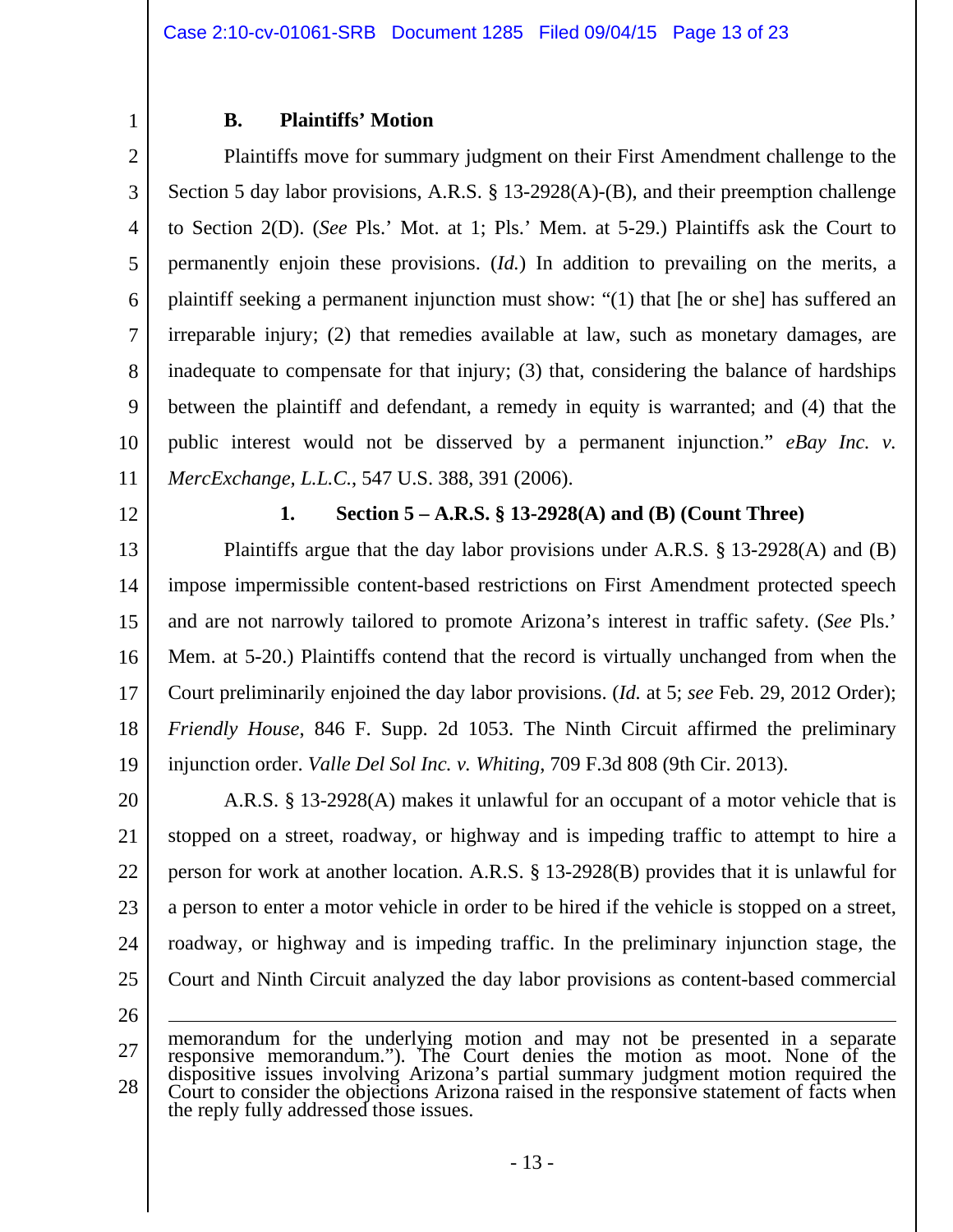### B. Plaintiffs' Motion

Plaintiffs move for summary judgment on their First Amendment challenge to the Section 5 day labor provisions, A.R.S. § 13-2928(A)-(B), and their preemption challenge to Section 2(D). (*See* Pls.' Mot. at 1; Pls.' Mem. at 5-29.) Plaintiffs ask the Court to permanently enjoin these provisions. (*Id.*) In addition to prevailing on the merits, a plaintiff seeking a permanent injunction must show: "(1) that [he or she] has suffered an irreparable injury; (2) that remedies available at law, such as monetary damages, are inadequate to compensate for that injury; (3) that, considering the balance of hardships between the plaintiff and defendant, a remedy in equity is warranted; and (4) that the public interest would not be disserved by a permanent injunction." *eBay Inc. v. MercExchange, L.L.C.*, 547 U.S. 388, 391 (2006).

#### 1. Section 5 – A.R.S. § 13-2928(A) and (B) (Count Three)

Plaintiffs argue that the day labor provisions under A.R.S. § 13-2928(A) and (B) impose impermissible content-based restrictions on First Amendment protected speech and are not narrowly tailored to promote Arizona's interest in traffic safety. (*See* Pls.' Mem. at 5-20.) Plaintiffs contend that the record is virtually unchanged from when the Court preliminarily enjoined the day labor provisions. (*Id.* at 5; *see* Feb. 29, 2012 Order); *Friendly House*, 846 F. Supp. 2d 1053. The Ninth Circuit affirmed the preliminary injunction order. *Valle Del Sol Inc. v. Whiting*, 709 F.3d 808 (9th Cir. 2013).

A.R.S. § 13-2928(A) makes it unlawful for an occupant of a motor vehicle that is stopped on a street, roadway, or highway and is impeding traffic to attempt to hire a person for work at another location. A.R.S. § 13-2928(B) provides that it is unlawful for a person to enter a motor vehicle in order to be hired if the vehicle is stopped on a street, roadway, or highway and is impeding traffic. In the preliminary injunction stage, the Court and Ninth Circuit analyzed the day labor provisions as content-based commercial

---

memorandum for the underlying motion and may not be presented in a separate responsive memorandum."). The Court denies the motion as moot. None of the dispositive issues involving Arizona's partial summary judgment motion required the Court to consider the objections Arizona raised in the responsive statement of facts when the reply fully addressed those issues.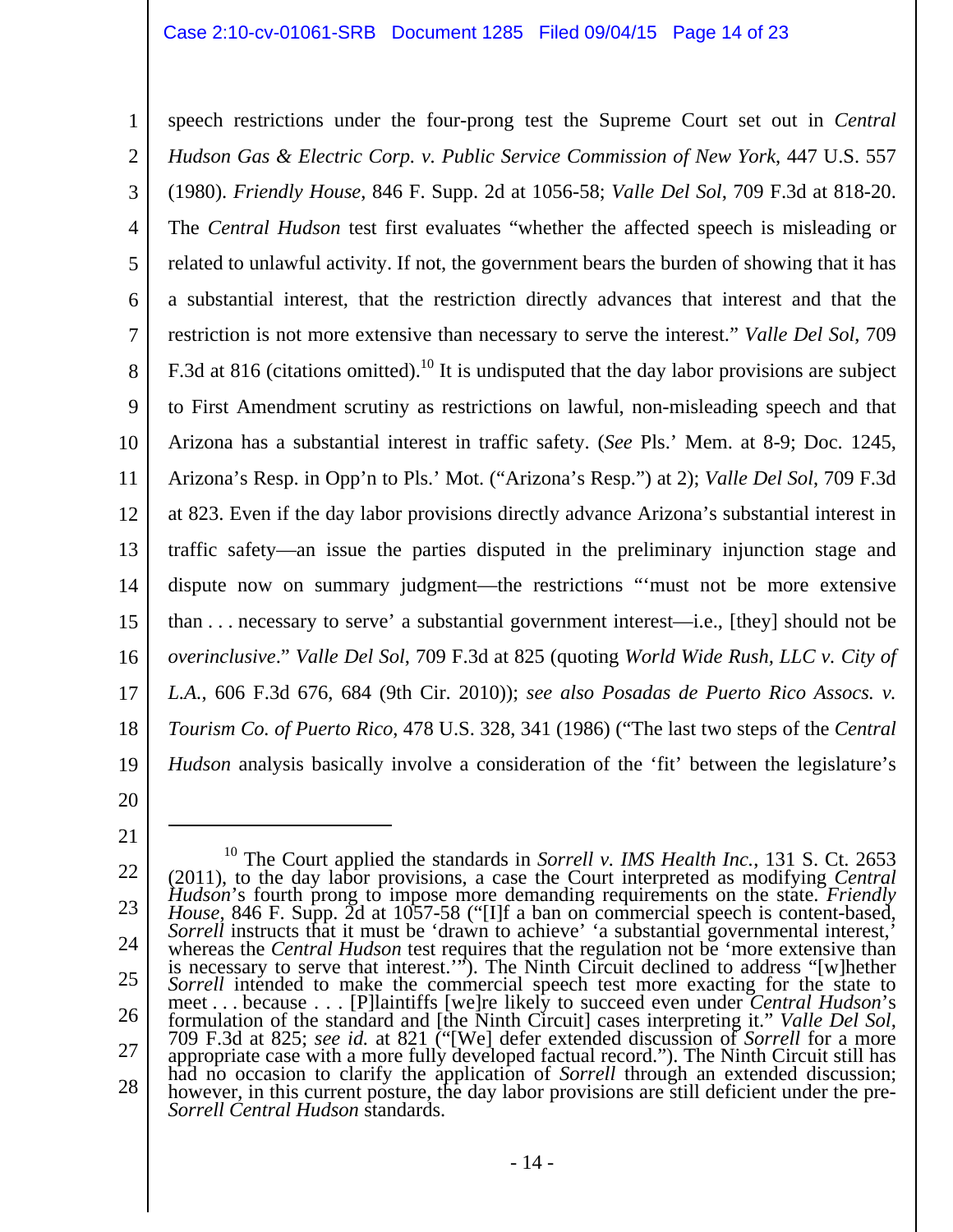speech restrictions under the four-prong test the Supreme Court set out in *Central Hudson Gas & Electric Corp. v. Public Service Commission of New York*, 447 U.S. 557 (1980). *Friendly House*, 846 F. Supp. 2d at 1056-58; *Valle Del Sol*, 709 F.3d at 818-20. The *Central Hudson* test first evaluates "whether the affected speech is misleading or related to unlawful activity. If not, the government bears the burden of showing that it has a substantial interest, that the restriction directly advances that interest and that the restriction is not more extensive than necessary to serve the interest." *Valle Del Sol*, 709 F.3d at 816 (citations omitted).[10] It is undisputed that the day labor provisions are subject to First Amendment scrutiny as restrictions on lawful, non-misleading speech and that Arizona has a substantial interest in traffic safety. (*See* Pls.' Mem. at 8-9; Doc. 1245, Arizona's Resp. in Opp'n to Pls.' Mot. ("Arizona's Resp.") at 2); *Valle Del Sol*, 709 F.3d at 823. Even if the day labor provisions directly advance Arizona's substantial interest in traffic safety—an issue the parties disputed in the preliminary injunction stage and dispute now on summary judgment—the restrictions "'must not be more extensive than . . . necessary to serve' a substantial government interest—i.e., [they] should not be *overinclusive*." *Valle Del Sol*, 709 F.3d at 825 (quoting *World Wide Rush, LLC v. City of L.A.*, 606 F.3d 676, 684 (9th Cir. 2010)); *see also Posadas de Puerto Rico Assocs. v. Tourism Co. of Puerto Rico*, 478 U.S. 328, 341 (1986) ("The last two steps of the *Central Hudson* analysis basically involve a consideration of the 'fit' between the legislature's

---

[10] The Court applied the standards in *Sorrell v. IMS Health Inc.*, 131 S. Ct. 2653 (2011), to the day labor provisions, a case the Court interpreted as modifying *Central Hudson*'s fourth prong to impose more demanding requirements on the state. *Friendly House*, 846 F. Supp. 2d at 1057-58 ("[I]f a ban on commercial speech is content-based, *Sorrell* instructs that it must be 'drawn to achieve' 'a substantial governmental interest,' whereas the *Central Hudson* test requires that the regulation not be 'more extensive than is necessary to serve that interest.'"). The Ninth Circuit declined to address "[w]hether *Sorrell* intended to make the commercial speech test more exacting for the state to meet . . . because . . . [P]laintiffs [we]re likely to succeed even under *Central Hudson*'s formulation of the standard and [the Ninth Circuit] cases interpreting it." *Valle Del Sol*, 709 F.3d at 825; *see id.* at 821 ("[We] defer extended discussion of *Sorrell* for a more appropriate case with a more fully developed factual record."). The Ninth Circuit still has had no occasion to clarify the application of *Sorrell* through an extended discussion; however, in this current posture, the day labor provisions are still deficient under the pre-*Sorrell Central Hudson* standards.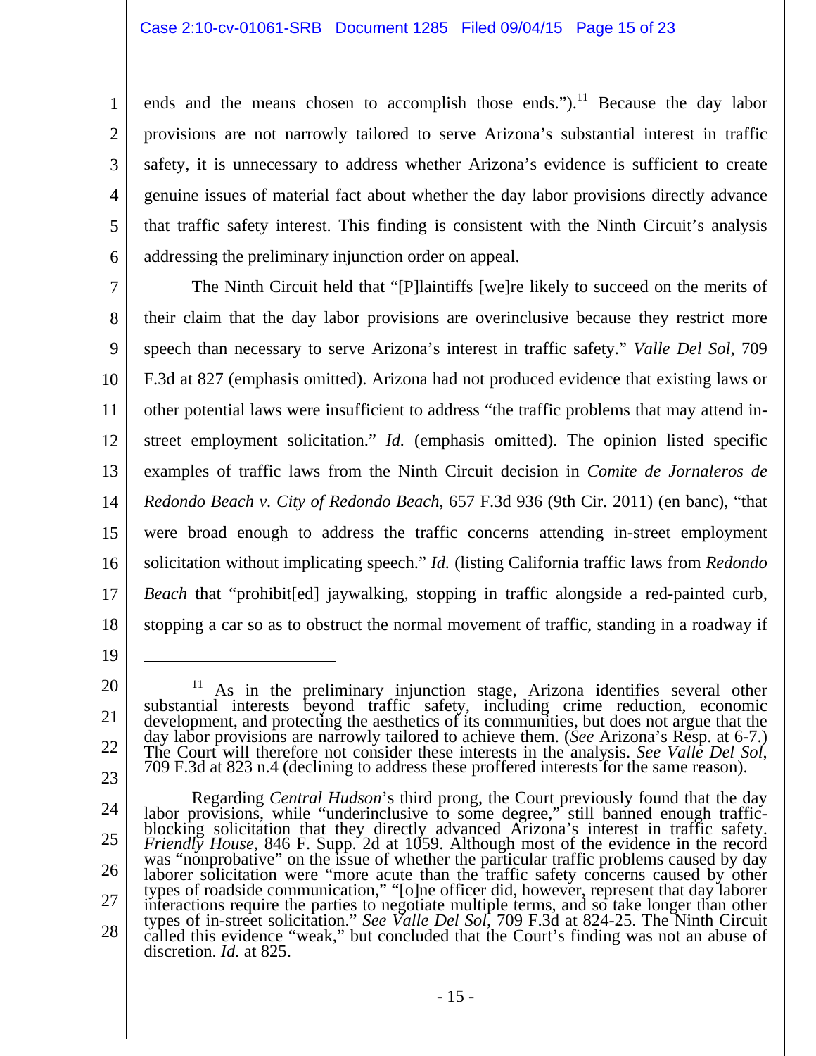ends and the means chosen to accomplish those ends.").[11] Because the day labor provisions are not narrowly tailored to serve Arizona's substantial interest in traffic safety, it is unnecessary to address whether Arizona's evidence is sufficient to create genuine issues of material fact about whether the day labor provisions directly advance that traffic safety interest. This finding is consistent with the Ninth Circuit's analysis addressing the preliminary injunction order on appeal.

The Ninth Circuit held that "[P]laintiffs [we]re likely to succeed on the merits of their claim that the day labor provisions are overinclusive because they restrict more speech than necessary to serve Arizona's interest in traffic safety." *Valle Del Sol*, 709 F.3d at 827 (emphasis omitted). Arizona had not produced evidence that existing laws or other potential laws were insufficient to address "the traffic problems that may attend in-street employment solicitation." *Id.* (emphasis omitted). The opinion listed specific examples of traffic laws from the Ninth Circuit decision in *Comite de Jornaleros de Redondo Beach v. City of Redondo Beach*, 657 F.3d 936 (9th Cir. 2011) (en banc), "that were broad enough to address the traffic concerns attending in-street employment solicitation without implicating speech." *Id.* (listing California traffic laws from *Redondo Beach* that "prohibit[ed] jaywalking, stopping in traffic alongside a red-painted curb, stopping a car so as to obstruct the normal movement of traffic, standing in a roadway if

---

[11] As in the preliminary injunction stage, Arizona identifies several other substantial interests beyond traffic safety, including crime reduction, economic development, and protecting the aesthetics of its communities, but does not argue that the day labor provisions are narrowly tailored to achieve them. (*See* Arizona's Resp. at 6-7.) The Court will therefore not consider these interests in the analysis. *See Valle Del Sol*, 709 F.3d at 823 n.4 (declining to address these proffered interests for the same reason).

Regarding *Central Hudson*'s third prong, the Court previously found that the day labor provisions, while "underinclusive to some degree," still banned enough traffic-blocking solicitation that they directly advanced Arizona's interest in traffic safety. *Friendly House*, 846 F. Supp. 2d at 1059. Although most of the evidence in the record was "nonprobative" on the issue of whether the particular traffic problems caused by day laborer solicitation were "more acute than the traffic safety concerns caused by other types of roadside communication," "[o]ne officer did, however, represent that day laborer interactions require the parties to negotiate multiple terms, and so take longer than other types of in-street solicitation." *See Valle Del Sol*, 709 F.3d at 824-25. The Ninth Circuit called this evidence "weak," but concluded that the Court's finding was not an abuse of discretion. *Id.* at 825.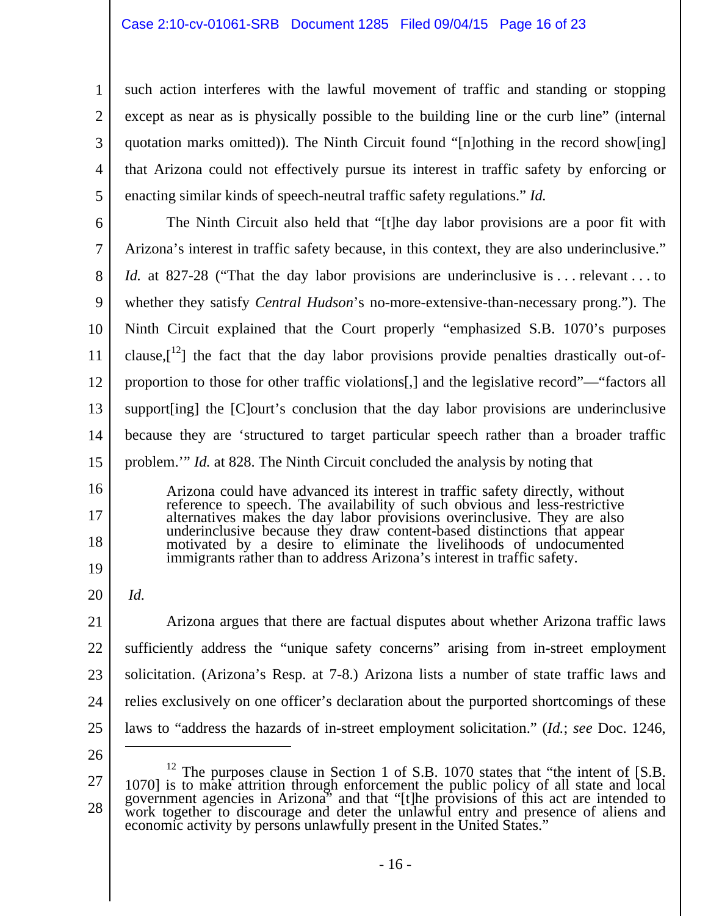such action interferes with the lawful movement of traffic and standing or stopping except as near as is physically possible to the building line or the curb line" (internal quotation marks omitted)). The Ninth Circuit found "[n]othing in the record show[ing] that Arizona could not effectively pursue its interest in traffic safety by enforcing or enacting similar kinds of speech-neutral traffic safety regulations." *Id.*

The Ninth Circuit also held that "[t]he day labor provisions are a poor fit with Arizona's interest in traffic safety because, in this context, they are also underinclusive." *Id.* at 827-28 ("That the day labor provisions are underinclusive is . . . relevant . . . to whether they satisfy *Central Hudson*'s no-more-extensive-than-necessary prong."). The Ninth Circuit explained that the Court properly "emphasized S.B. 1070's purposes clause,[12] the fact that the day labor provisions provide penalties drastically out-of-proportion to those for other traffic violations[,] and the legislative record"—"factors all support[ing] the [C]ourt's conclusion that the day labor provisions are underinclusive because they are 'structured to target particular speech rather than a broader traffic problem.'" *Id.* at 828. The Ninth Circuit concluded the analysis by noting that

> Arizona could have advanced its interest in traffic safety directly, without reference to speech. The availability of such obvious and less-restrictive alternatives makes the day labor provisions overinclusive. They are also underinclusive because they draw content-based distinctions that appear motivated by a desire to eliminate the livelihoods of undocumented immigrants rather than to address Arizona's interest in traffic safety.

*Id.*

Arizona argues that there are factual disputes about whether Arizona traffic laws sufficiently address the "unique safety concerns" arising from in-street employment solicitation. (Arizona's Resp. at 7-8.) Arizona lists a number of state traffic laws and relies exclusively on one officer's declaration about the purported shortcomings of these laws to "address the hazards of in-street employment solicitation." (*Id.*; *see* Doc. 1246,

---

[12] The purposes clause in Section 1 of S.B. 1070 states that "the intent of [S.B. 1070] is to make attrition through enforcement the public policy of all state and local government agencies in Arizona" and that "[t]he provisions of this act are intended to work together to discourage and deter the unlawful entry and presence of aliens and economic activity by persons unlawfully present in the United States."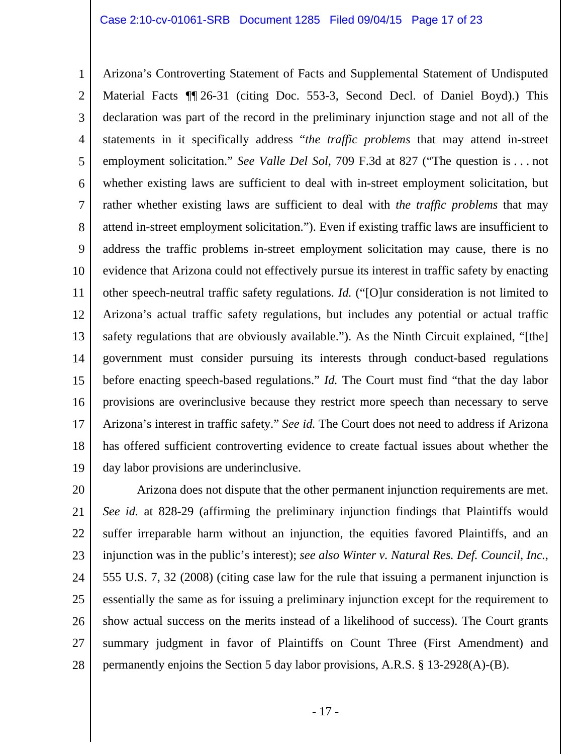Arizona's Controverting Statement of Facts and Supplemental Statement of Undisputed Material Facts ¶¶ 26-31 (citing Doc. 553-3, Second Decl. of Daniel Boyd).) This declaration was part of the record in the preliminary injunction stage and not all of the statements in it specifically address "*the traffic problems* that may attend in-street employment solicitation." *See Valle Del Sol*, 709 F.3d at 827 ("The question is . . . not whether existing laws are sufficient to deal with in-street employment solicitation, but rather whether existing laws are sufficient to deal with *the traffic problems* that may attend in-street employment solicitation."). Even if existing traffic laws are insufficient to address the traffic problems in-street employment solicitation may cause, there is no evidence that Arizona could not effectively pursue its interest in traffic safety by enacting other speech-neutral traffic safety regulations. *Id.* ("[O]ur consideration is not limited to Arizona's actual traffic safety regulations, but includes any potential or actual traffic safety regulations that are obviously available."). As the Ninth Circuit explained, "[the] government must consider pursuing its interests through conduct-based regulations before enacting speech-based regulations." *Id.* The Court must find "that the day labor provisions are overinclusive because they restrict more speech than necessary to serve Arizona's interest in traffic safety." *See id.* The Court does not need to address if Arizona has offered sufficient controverting evidence to create factual issues about whether the day labor provisions are underinclusive.

Arizona does not dispute that the other permanent injunction requirements are met. *See id.* at 828-29 (affirming the preliminary injunction findings that Plaintiffs would suffer irreparable harm without an injunction, the equities favored Plaintiffs, and an injunction was in the public's interest); *see also Winter v. Natural Res. Def. Council, Inc.*, 555 U.S. 7, 32 (2008) (citing case law for the rule that issuing a permanent injunction is essentially the same as for issuing a preliminary injunction except for the requirement to show actual success on the merits instead of a likelihood of success). The Court grants summary judgment in favor of Plaintiffs on Count Three (First Amendment) and permanently enjoins the Section 5 day labor provisions, A.R.S. § 13-2928(A)-(B).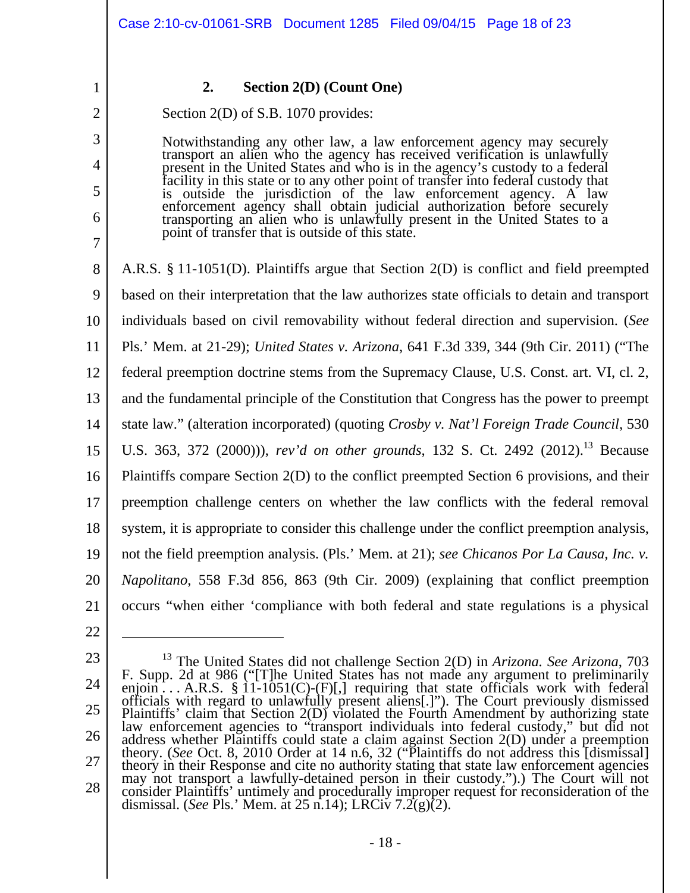### 2. Section 2(D) (Count One)

Section 2(D) of S.B. 1070 provides:

> Notwithstanding any other law, a law enforcement agency may securely transport an alien who the agency has received verification is unlawfully present in the United States and who is in the agency's custody to a federal facility in this state or to any other point of transfer into federal custody that is outside the jurisdiction of the law enforcement agency. A law enforcement agency shall obtain judicial authorization before securely transporting an alien who is unlawfully present in the United States to a point of transfer that is outside of this state.

A.R.S. § 11-1051(D). Plaintiffs argue that Section 2(D) is conflict and field preempted based on their interpretation that the law authorizes state officials to detain and transport individuals based on civil removability without federal direction and supervision. (*See* Pls.' Mem. at 21-29); *United States v. Arizona*, 641 F.3d 339, 344 (9th Cir. 2011) ("The federal preemption doctrine stems from the Supremacy Clause, U.S. Const. art. VI, cl. 2, and the fundamental principle of the Constitution that Congress has the power to preempt state law." (alteration incorporated) (quoting *Crosby v. Nat'l Foreign Trade Council*, 530 U.S. 363, 372 (2000))), *rev'd on other grounds*, 132 S. Ct. 2492 (2012).[13] Because Plaintiffs compare Section 2(D) to the conflict preempted Section 6 provisions, and their preemption challenge centers on whether the law conflicts with the federal removal system, it is appropriate to consider this challenge under the conflict preemption analysis, not the field preemption analysis. (Pls.' Mem. at 21); *see Chicanos Por La Causa, Inc. v. Napolitano*, 558 F.3d 856, 863 (9th Cir. 2009) (explaining that conflict preemption occurs "when either 'compliance with both federal and state regulations is a physical

---

[13] The United States did not challenge Section 2(D) in *Arizona*. *See Arizona*, 703 F. Supp. 2d at 986 ("[T]he United States has not made any argument to preliminarily enjoin . . . A.R.S. § 11-1051(C)-(F)[,] requiring that state officials work with federal officials with regard to unlawfully present aliens[.]"). The Court previously dismissed Plaintiffs' claim that Section 2(D) violated the Fourth Amendment by authorizing state law enforcement agencies to "transport individuals into federal custody," but did not address whether Plaintiffs could state a claim against Section 2(D) under a preemption theory. (*See* Oct. 8, 2010 Order at 14 n.6, 32 ("Plaintiffs do not address this [dismissal] theory in their Response and cite no authority stating that state law enforcement agencies may not transport a lawfully-detained person in their custody.").) The Court will not consider Plaintiffs' untimely and procedurally improper request for reconsideration of the dismissal. (*See* Pls.' Mem. at 25 n.14); LRCiv 7.2(g)(2).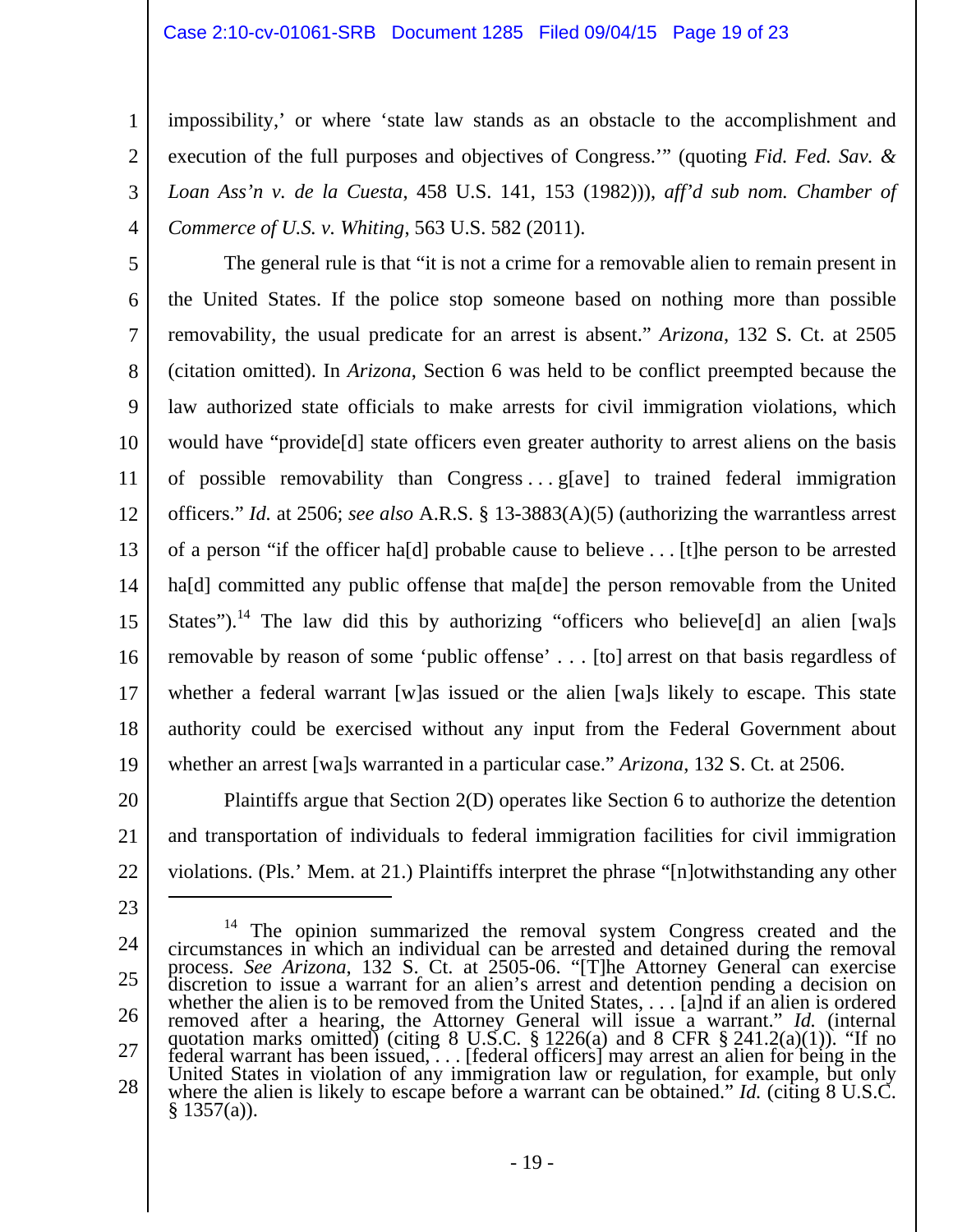impossibility,' or where 'state law stands as an obstacle to the accomplishment and execution of the full purposes and objectives of Congress.'" (quoting *Fid. Fed. Sav. & Loan Ass'n v. de la Cuesta*, 458 U.S. 141, 153 (1982))), *aff'd sub nom. Chamber of Commerce of U.S. v. Whiting*, 563 U.S. 582 (2011).

The general rule is that "it is not a crime for a removable alien to remain present in the United States. If the police stop someone based on nothing more than possible removability, the usual predicate for an arrest is absent." *Arizona*, 132 S. Ct. at 2505 (citation omitted). In *Arizona,* Section 6 was held to be conflict preempted because the law authorized state officials to make arrests for civil immigration violations, which would have "provide[d] state officers even greater authority to arrest aliens on the basis of possible removability than Congress . . . g[ave] to trained federal immigration officers." *Id.* at 2506; *see also* A.R.S. § 13-3883(A)(5) (authorizing the warrantless arrest of a person "if the officer ha[d] probable cause to believe . . . [t]he person to be arrested ha[d] committed any public offense that ma[de] the person removable from the United States").[14] The law did this by authorizing "officers who believe[d] an alien [wa]s removable by reason of some 'public offense' . . . [to] arrest on that basis regardless of whether a federal warrant [w]as issued or the alien [wa]s likely to escape. This state authority could be exercised without any input from the Federal Government about whether an arrest [wa]s warranted in a particular case." *Arizona,* 132 S. Ct. at 2506.

Plaintiffs argue that Section 2(D) operates like Section 6 to authorize the detention and transportation of individuals to federal immigration facilities for civil immigration violations. (Pls.' Mem. at 21.) Plaintiffs interpret the phrase "[n]otwithstanding any other

---

[14] The opinion summarized the removal system Congress created and the circumstances in which an individual can be arrested and detained during the removal process. *See Arizona*, 132 S. Ct. at 2505-06. "[T]he Attorney General can exercise discretion to issue a warrant for an alien's arrest and detention pending a decision on whether the alien is to be removed from the United States, . . . [a]nd if an alien is ordered removed after a hearing, the Attorney General will issue a warrant." *Id.* (internal quotation marks omitted) (citing 8 U.S.C. § 1226(a) and 8 CFR § 241.2(a)(1)). "If no federal warrant has been issued, . . . [federal officers] may arrest an alien for being in the United States in violation of any immigration law or regulation, for example, but only where the alien is likely to escape before a warrant can be obtained." *Id.* (citing 8 U.S.C. § 1357(a)).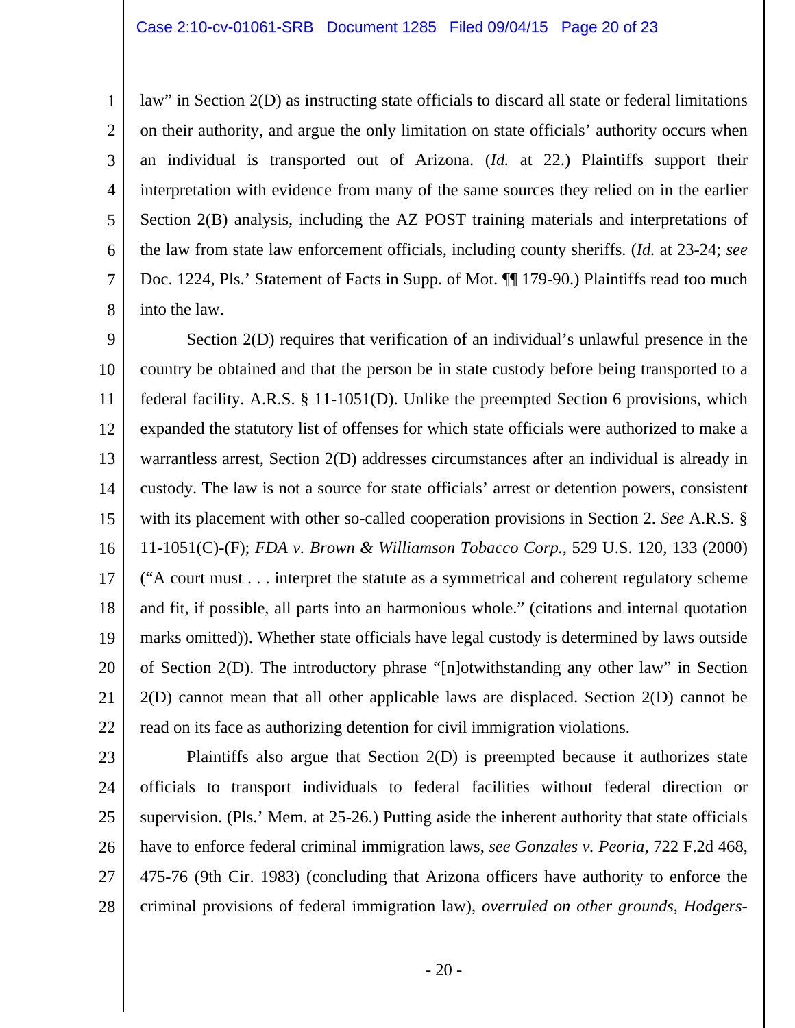law" in Section 2(D) as instructing state officials to discard all state or federal limitations on their authority, and argue the only limitation on state officials' authority occurs when an individual is transported out of Arizona. (*Id.* at 22.) Plaintiffs support their interpretation with evidence from many of the same sources they relied on in the earlier Section 2(B) analysis, including the AZ POST training materials and interpretations of the law from state law enforcement officials, including county sheriffs. (*Id.* at 23-24; *see* Doc. 1224, Pls.' Statement of Facts in Supp. of Mot. ¶¶ 179-90.) Plaintiffs read too much into the law.

Section 2(D) requires that verification of an individual's unlawful presence in the country be obtained and that the person be in state custody before being transported to a federal facility. A.R.S. § 11-1051(D). Unlike the preempted Section 6 provisions, which expanded the statutory list of offenses for which state officials were authorized to make a warrantless arrest, Section 2(D) addresses circumstances after an individual is already in custody. The law is not a source for state officials' arrest or detention powers, consistent with its placement with other so-called cooperation provisions in Section 2. *See* A.R.S. § 11-1051(C)-(F); *FDA v. Brown & Williamson Tobacco Corp.*, 529 U.S. 120, 133 (2000) ("A court must . . . interpret the statute as a symmetrical and coherent regulatory scheme and fit, if possible, all parts into an harmonious whole." (citations and internal quotation marks omitted)). Whether state officials have legal custody is determined by laws outside of Section 2(D). The introductory phrase "[n]otwithstanding any other law" in Section 2(D) cannot mean that all other applicable laws are displaced. Section 2(D) cannot be read on its face as authorizing detention for civil immigration violations.

Plaintiffs also argue that Section 2(D) is preempted because it authorizes state officials to transport individuals to federal facilities without federal direction or supervision. (Pls.' Mem. at 25-26.) Putting aside the inherent authority that state officials have to enforce federal criminal immigration laws, *see Gonzales v. Peoria*, 722 F.2d 468, 475-76 (9th Cir. 1983) (concluding that Arizona officers have authority to enforce the criminal provisions of federal immigration law), *overruled on other grounds*, *Hodgers-*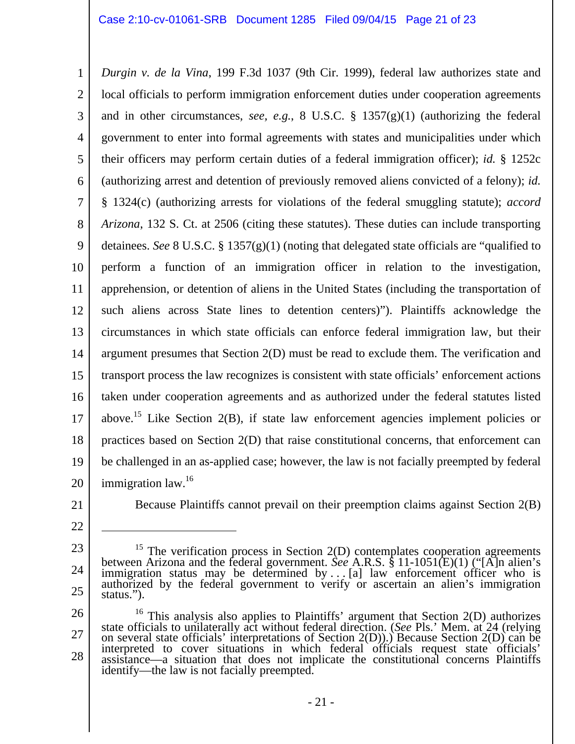*Durgin v. de la Vina*, 199 F.3d 1037 (9th Cir. 1999), federal law authorizes state and local officials to perform immigration enforcement duties under cooperation agreements and in other circumstances, *see, e.g.*, 8 U.S.C. § 1357(g)(1) (authorizing the federal government to enter into formal agreements with states and municipalities under which their officers may perform certain duties of a federal immigration officer); *id.* § 1252c (authorizing arrest and detention of previously removed aliens convicted of a felony); *id.* § 1324(c) (authorizing arrests for violations of the federal smuggling statute); *accord Arizona*, 132 S. Ct. at 2506 (citing these statutes). These duties can include transporting detainees. *See* 8 U.S.C. § 1357(g)(1) (noting that delegated state officials are "qualified to perform a function of an immigration officer in relation to the investigation, apprehension, or detention of aliens in the United States (including the transportation of such aliens across State lines to detention centers)"). Plaintiffs acknowledge the circumstances in which state officials can enforce federal immigration law, but their argument presumes that Section 2(D) must be read to exclude them. The verification and transport process the law recognizes is consistent with state officials' enforcement actions taken under cooperation agreements and as authorized under the federal statutes listed above.[15] Like Section 2(B), if state law enforcement agencies implement policies or practices based on Section 2(D) that raise constitutional concerns, that enforcement can be challenged in an as-applied case; however, the law is not facially preempted by federal immigration law.[16]

Because Plaintiffs cannot prevail on their preemption claims against Section 2(B)

---

[15] The verification process in Section 2(D) contemplates cooperation agreements between Arizona and the federal government. *See* A.R.S. § 11-1051(E)(1) ("[A]n alien's immigration status may be determined by . . . [a] law enforcement officer who is authorized by the federal government to verify or ascertain an alien's immigration status.").

[16] This analysis also applies to Plaintiffs' argument that Section 2(D) authorizes state officials to unilaterally act without federal direction. (*See* Pls.' Mem. at 24 (relying on several state officials' interpretations of Section 2(D)).) Because Section 2(D) can be interpreted to cover situations in which federal officials request state officials' assistance—a situation that does not implicate the constitutional concerns Plaintiffs identify—the law is not facially preempted.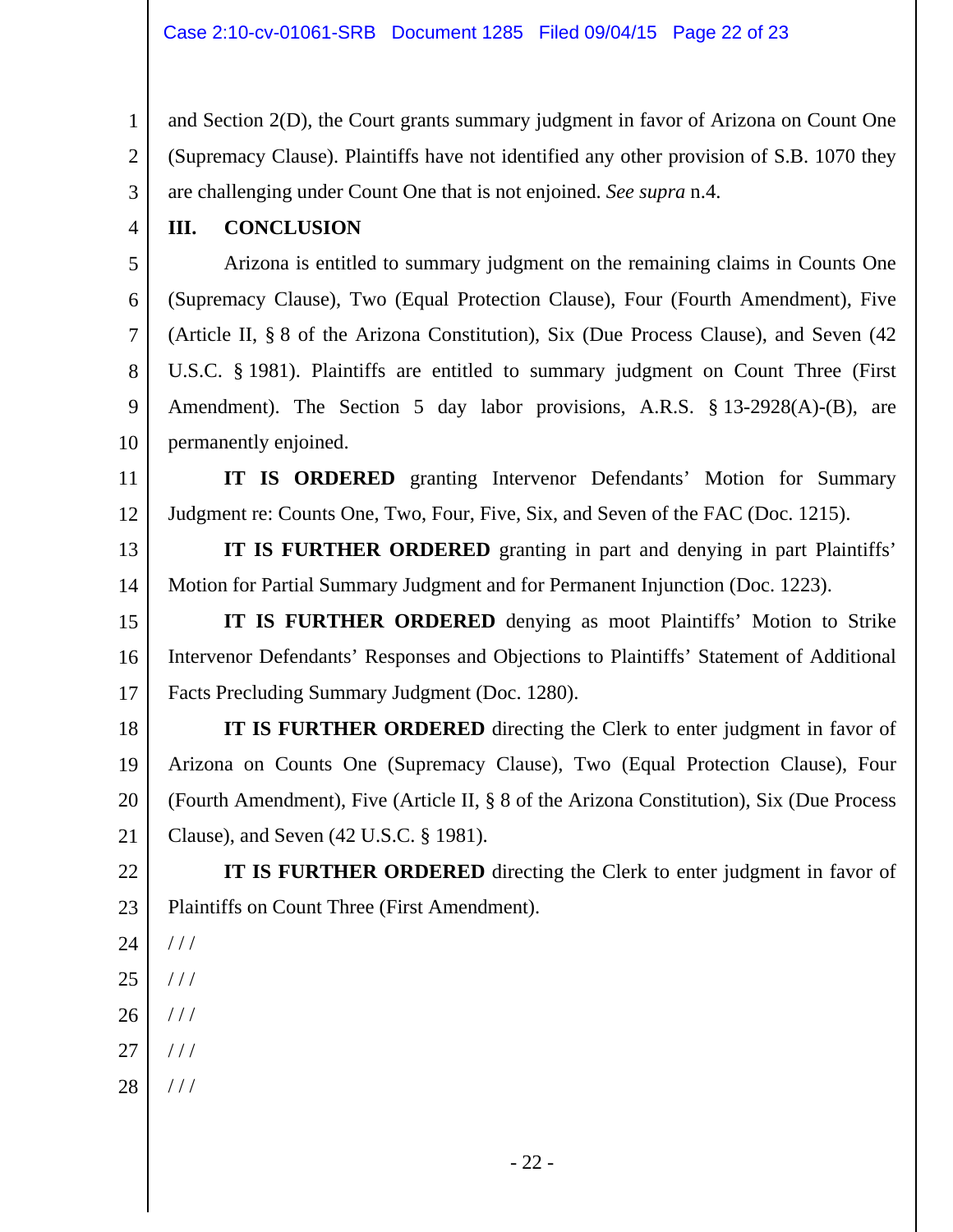and Section 2(D), the Court grants summary judgment in favor of Arizona on Count One (Supremacy Clause). Plaintiffs have not identified any other provision of S.B. 1070 they are challenging under Count One that is not enjoined. *See supra* n.4.

## III. CONCLUSION

Arizona is entitled to summary judgment on the remaining claims in Counts One (Supremacy Clause), Two (Equal Protection Clause), Four (Fourth Amendment), Five (Article II, § 8 of the Arizona Constitution), Six (Due Process Clause), and Seven (42 U.S.C. § 1981). Plaintiffs are entitled to summary judgment on Count Three (First Amendment). The Section 5 day labor provisions, A.R.S. § 13-2928(A)-(B), are permanently enjoined.

**IT IS ORDERED** granting Intervenor Defendants' Motion for Summary Judgment re: Counts One, Two, Four, Five, Six, and Seven of the FAC (Doc. 1215).

**IT IS FURTHER ORDERED** granting in part and denying in part Plaintiffs' Motion for Partial Summary Judgment and for Permanent Injunction (Doc. 1223).

**IT IS FURTHER ORDERED** denying as moot Plaintiffs' Motion to Strike Intervenor Defendants' Responses and Objections to Plaintiffs' Statement of Additional Facts Precluding Summary Judgment (Doc. 1280).

**IT IS FURTHER ORDERED** directing the Clerk to enter judgment in favor of Arizona on Counts One (Supremacy Clause), Two (Equal Protection Clause), Four (Fourth Amendment), Five (Article II, § 8 of the Arizona Constitution), Six (Due Process Clause), and Seven (42 U.S.C. § 1981).

**IT IS FURTHER ORDERED** directing the Clerk to enter judgment in favor of Plaintiffs on Count Three (First Amendment).

/ / /

/ / /

/ / /

/ / /

/ / /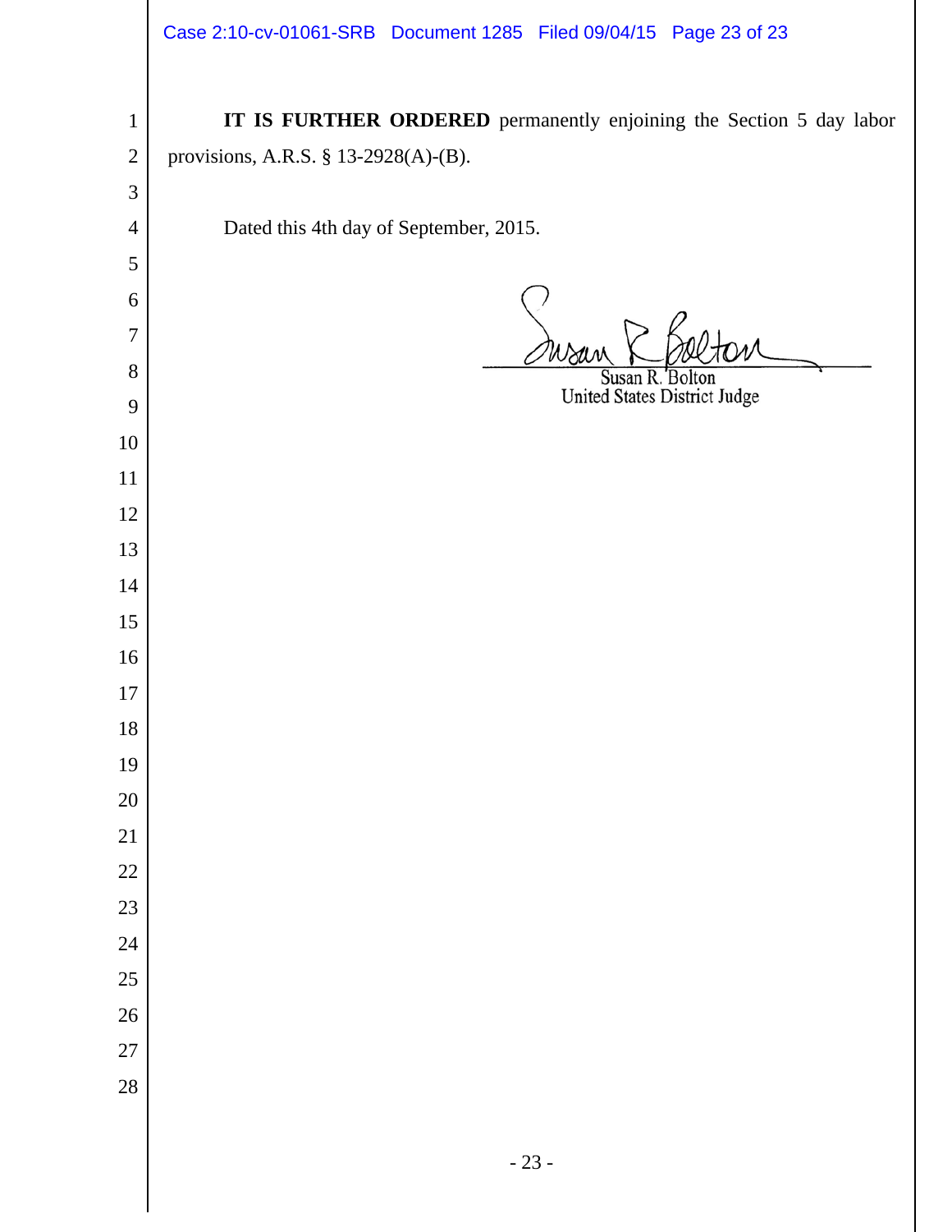**IT IS FURTHER ORDERED** permanently enjoining the Section 5 day labor provisions, A.R.S. § 13-2928(A)-(B).

Dated this 4th day of September, 2015.

Susan R. Bolton
United States District Judge